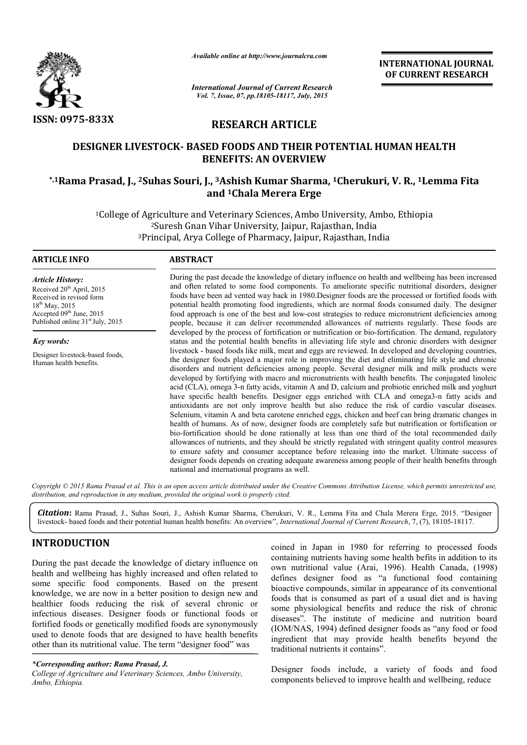*Available online at http://www.journalcra.com*

*International Journal of Current Research*
*Vol. 7, Issue, 07, pp.18105-18117, July, 2015*

**INTERNATIONAL JOURNAL OF CURRENT RESEARCH**

**ISSN: 0975-833X**

## RESEARCH ARTICLE

# DESIGNER LIVESTOCK- BASED FOODS AND THEIR POTENTIAL HUMAN HEALTH BENEFITS: AN OVERVIEW

**\*,[1]Rama Prasad, J., [2]Suhas Souri, J., [3]Ashish Kumar Sharma, [1]Cherukuri, V. R., [1]Lemma Fita and [1]Chala Merera Erge**

[1]College of Agriculture and Veterinary Sciences, Ambo University, Ambo, Ethiopia
[2]Suresh Gnan Vihar University, Jaipur, Rajasthan, India
[3]Principal, Arya College of Pharmacy, Jaipur, Rajasthan, India

**ARTICLE INFO**

*Article History:*
Received 20th April, 2015
Received in revised form
18th May, 2015
Accepted 09th June, 2015
Published online 31st July, 2015

*Key words:*
Designer livestock-based foods,
Human health benefits.

**ABSTRACT**

During the past decade the knowledge of dietary influence on health and wellbeing has been increased and often related to some food components. To ameliorate specific nutritional disorders, designer foods have been ad vented way back in 1980.Designer foods are the processed or fortified foods with potential health promoting food ingredients, which are normal foods consumed daily. The designer food approach is one of the best and low-cost strategies to reduce micronutrient deficiencies among people, because it can deliver recommended allowances of nutrients regularly. These foods are developed by the process of fortification or nutrification or bio-fortification. The demand, regulatory status and the potential health benefits in alleviating life style and chronic disorders with designer livestock - based foods like milk, meat and eggs are reviewed. In developed and developing countries, the designer foods played a major role in improving the diet and eliminating life style and chronic disorders and nutrient deficiencies among people. Several designer milk and milk products were developed by fortifying with macro and micronutrients with health benefits. The conjugated linoleic acid (CLA), omega 3-n fatty acids, vitamin A and D, calcium and probiotic enriched milk and yoghurt have specific health benefits. Designer eggs enriched with CLA and omega3-n fatty acids and antioxidants are not only improve health but also reduce the risk of cardio vascular diseases. Selenium, vitamin A and beta carotene enriched eggs, chicken and beef can bring dramatic changes in health of humans. As of now, designer foods are completely safe but nutrification or fortification or bio-fortification should be done rationally at less than one third of the total recommended daily allowances of nutrients, and they should be strictly regulated with stringent quality control measures to ensure safety and consumer acceptance before releasing into the market. Ultimate success of designer foods depends on creating adequate awareness among people of their health benefits through national and international programs as well.

*Copyright © 2015 Rama Prasad et al. This is an open access article distributed under the Creative Commons Attribution License, which permits unrestricted use, distribution, and reproduction in any medium, provided the original work is properly cited.*

***Citation*:** Rama Prasad, J., Suhas Souri, J., Ashish Kumar Sharma, Cherukuri, V. R., Lemma Fita and Chala Merera Erge, 2015. "Designer livestock- based foods and their potential human health benefits: An overview", *International Journal of Current Research*, 7, (7), 18105-18117.

## INTRODUCTION

During the past decade the knowledge of dietary influence on health and wellbeing has highly increased and often related to some specific food components. Based on the present knowledge, we are now in a better position to design new and healthier foods reducing the risk of several chronic or infectious diseases. Designer foods or functional foods or fortified foods or genetically modified foods are synonymously used to denote foods that are designed to have health benefits other than its nutritional value. The term "designer food" was coined in Japan in 1980 for referring to processed foods containing nutrients having some health befits in addition to its own nutritional value (Arai, 1996). Health Canada, (1998) defines designer food as "a functional food containing bioactive compounds, similar in appearance of its conventional foods that is consumed as part of a usual diet and is having some physiological benefits and reduce the risk of chronic diseases". The institute of medicine and nutrition board (IOM/NAS, 1994) defined designer foods as "any food or food ingredient that may provide health benefits beyond the traditional nutrients it contains".

Designer foods include, a variety of foods and food components believed to improve health and wellbeing, reduce

*\*Corresponding author: Rama Prasad, J.*
*College of Agriculture and Veterinary Sciences, Ambo University, Ambo, Ethiopia.*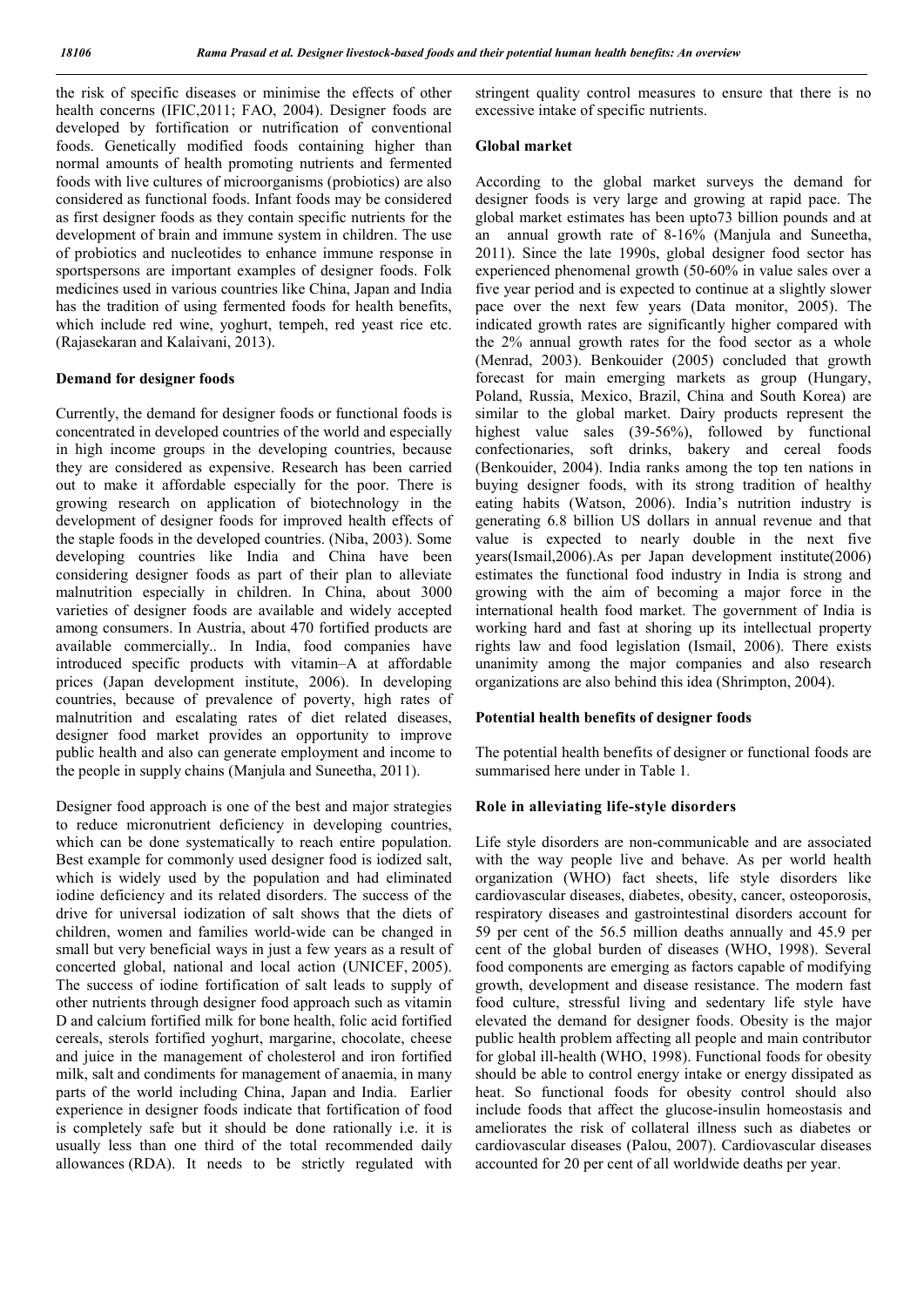the risk of specific diseases or minimise the effects of other health concerns (IFIC,2011; FAO, 2004). Designer foods are developed by fortification or nutrification of conventional foods. Genetically modified foods containing higher than normal amounts of health promoting nutrients and fermented foods with live cultures of microorganisms (probiotics) are also considered as functional foods. Infant foods may be considered as first designer foods as they contain specific nutrients for the development of brain and immune system in children. The use of probiotics and nucleotides to enhance immune response in sportspersons are important examples of designer foods. Folk medicines used in various countries like China, Japan and India has the tradition of using fermented foods for health benefits, which include red wine, yoghurt, tempeh, red yeast rice etc. (Rajasekaran and Kalaivani, 2013).

### Demand for designer foods

Currently, the demand for designer foods or functional foods is concentrated in developed countries of the world and especially in high income groups in the developing countries, because they are considered as expensive. Research has been carried out to make it affordable especially for the poor. There is growing research on application of biotechnology in the development of designer foods for improved health effects of the staple foods in the developed countries. (Niba, 2003). Some developing countries like India and China have been considering designer foods as part of their plan to alleviate malnutrition especially in children. In China, about 3000 varieties of designer foods are available and widely accepted among consumers. In Austria, about 470 fortified products are available commercially.. In India, food companies have introduced specific products with vitamin–A at affordable prices (Japan development institute, 2006). In developing countries, because of prevalence of poverty, high rates of malnutrition and escalating rates of diet related diseases, designer food market provides an opportunity to improve public health and also can generate employment and income to the people in supply chains (Manjula and Suneetha, 2011).

Designer food approach is one of the best and major strategies to reduce micronutrient deficiency in developing countries, which can be done systematically to reach entire population. Best example for commonly used designer food is iodized salt, which is widely used by the population and had eliminated iodine deficiency and its related disorders. The success of the drive for universal iodization of salt shows that the diets of children, women and families world-wide can be changed in small but very beneficial ways in just a few years as a result of concerted global, national and local action (UNICEF, 2005). The success of iodine fortification of salt leads to supply of other nutrients through designer food approach such as vitamin D and calcium fortified milk for bone health, folic acid fortified cereals, sterols fortified yoghurt, margarine, chocolate, cheese and juice in the management of cholesterol and iron fortified milk, salt and condiments for management of anaemia, in many parts of the world including China, Japan and India. Earlier experience in designer foods indicate that fortification of food is completely safe but it should be done rationally i.e. it is usually less than one third of the total recommended daily allowances (RDA). It needs to be strictly regulated with stringent quality control measures to ensure that there is no excessive intake of specific nutrients.

### Global market

According to the global market surveys the demand for designer foods is very large and growing at rapid pace. The global market estimates has been upto73 billion pounds and at an annual growth rate of 8-16% (Manjula and Suneetha, 2011). Since the late 1990s, global designer food sector has experienced phenomenal growth (50-60% in value sales over a five year period and is expected to continue at a slightly slower pace over the next few years (Data monitor, 2005). The indicated growth rates are significantly higher compared with the 2% annual growth rates for the food sector as a whole (Menrad, 2003). Benkouider (2005) concluded that growth forecast for main emerging markets as group (Hungary, Poland, Russia, Mexico, Brazil, China and South Korea) are similar to the global market. Dairy products represent the highest value sales (39-56%), followed by functional confectionaries, soft drinks, bakery and cereal foods (Benkouider, 2004). India ranks among the top ten nations in buying designer foods, with its strong tradition of healthy eating habits (Watson, 2006). India's nutrition industry is generating 6.8 billion US dollars in annual revenue and that value is expected to nearly double in the next five years(Ismail,2006).As per Japan development institute(2006) estimates the functional food industry in India is strong and growing with the aim of becoming a major force in the international health food market. The government of India is working hard and fast at shoring up its intellectual property rights law and food legislation (Ismail, 2006). There exists unanimity among the major companies and also research organizations are also behind this idea (Shrimpton, 2004).

### Potential health benefits of designer foods

The potential health benefits of designer or functional foods are summarised here under in Table 1.

### Role in alleviating life-style disorders

Life style disorders are non-communicable and are associated with the way people live and behave. As per world health organization (WHO) fact sheets, life style disorders like cardiovascular diseases, diabetes, obesity, cancer, osteoporosis, respiratory diseases and gastrointestinal disorders account for 59 per cent of the 56.5 million deaths annually and 45.9 per cent of the global burden of diseases (WHO, 1998). Several food components are emerging as factors capable of modifying growth, development and disease resistance. The modern fast food culture, stressful living and sedentary life style have elevated the demand for designer foods. Obesity is the major public health problem affecting all people and main contributor for global ill-health (WHO, 1998). Functional foods for obesity should be able to control energy intake or energy dissipated as heat. So functional foods for obesity control should also include foods that affect the glucose-insulin homeostasis and ameliorates the risk of collateral illness such as diabetes or cardiovascular diseases (Palou, 2007). Cardiovascular diseases accounted for 20 per cent of all worldwide deaths per year.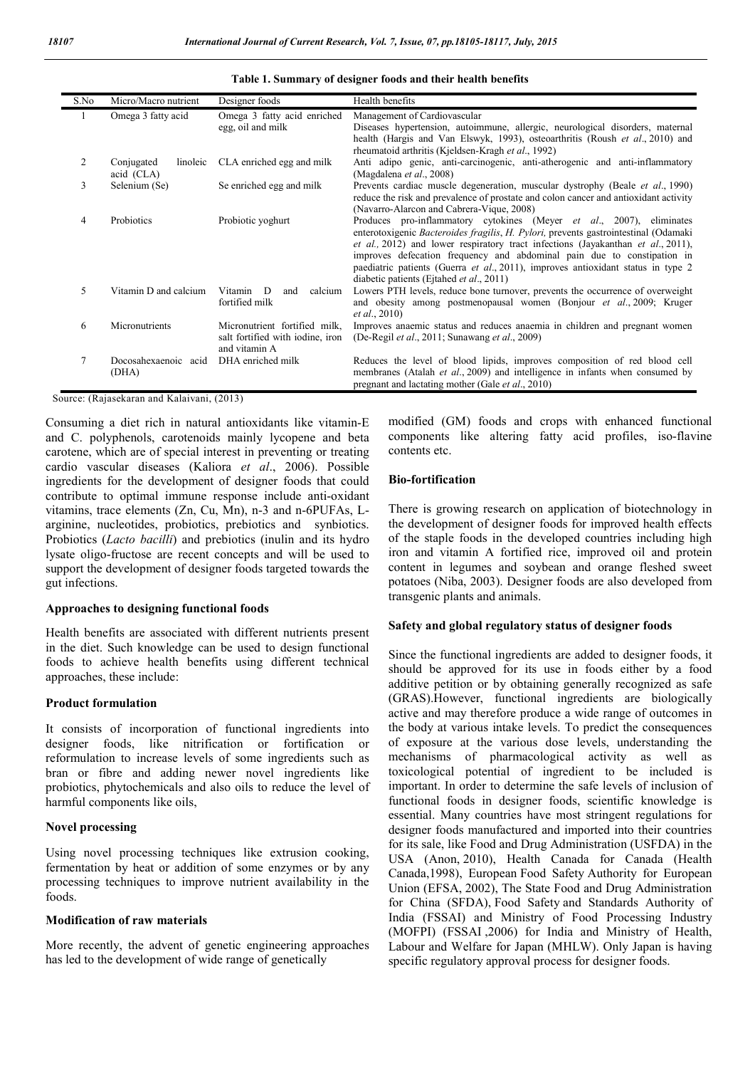**Table 1. Summary of designer foods and their health benefits**

| S.No | Micro/Macro nutrient | Designer foods | Health benefits |
|---|---|---|---|
| 1 | Omega 3 fatty acid | Omega 3 fatty acid enriched egg, oil and milk | Management of Cardiovascular Diseases hypertension, autoimmune, allergic, neurological disorders, maternal health (Hargis and Van Elswyk, 1993), osteoarthritis (Roush *et al*., 2010) and rheumatoid arthritis (Kjeldsen-Kragh *et al*., 1992) |
| 2 | Conjugated linoleic acid (CLA) | CLA enriched egg and milk | Anti adipo genic, anti-carcinogenic, anti-atherogenic and anti-inflammatory (Magdalena *et al*., 2008) |
| 3 | Selenium (Se) | Se enriched egg and milk | Prevents cardiac muscle degeneration, muscular dystrophy (Beale *et al*., 1990) reduce the risk and prevalence of prostate and colon cancer and antioxidant activity (Navarro-Alarcon and Cabrera-Vique, 2008) |
| 4 | Probiotics | Probiotic yoghurt | Produces pro-inflammatory cytokines (Meyer *et al*., 2007), eliminates enterotoxigenic *Bacteroides fragilis*, *H. Pylori,* prevents gastrointestinal (Odamaki *et al.,* 2012) and lower respiratory tract infections (Jayakanthan *et al*., 2011), improves defecation frequency and abdominal pain due to constipation in paediatric patients (Guerra *et al*., 2011), improves antioxidant status in type 2 diabetic patients (Ejtahed *et al*., 2011) |
| 5 | Vitamin D and calcium | Vitamin D and calcium fortified milk | Lowers PTH levels, reduce bone turnover, prevents the occurrence of overweight and obesity among postmenopausal women (Bonjour *et al*., 2009; Kruger *et al*., 2010) |
| 6 | Micronutrients | Micronutrient fortified milk, salt fortified with iodine, iron and vitamin A | Improves anaemic status and reduces anaemia in children and pregnant women (De-Regil *et al*., 2011; Sunawang *et al*., 2009) |
| 7 | Docosahexaenoic acid (DHA) | DHA enriched milk | Reduces the level of blood lipids, improves composition of red blood cell membranes (Atalah *et al*., 2009) and intelligence in infants when consumed by pregnant and lactating mother (Gale *et al*., 2010) |

Source: (Rajasekaran and Kalaivani, (2013)

Consuming a diet rich in natural antioxidants like vitamin-E and C. polyphenols, carotenoids mainly lycopene and beta carotene, which are of special interest in preventing or treating cardio vascular diseases (Kaliora *et al*., 2006). Possible ingredients for the development of designer foods that could contribute to optimal immune response include anti-oxidant vitamins, trace elements (Zn, Cu, Mn), n-3 and n-6PUFAs, L-arginine, nucleotides, probiotics, prebiotics and synbiotics. Probiotics (*Lacto bacilli*) and prebiotics (inulin and its hydro lysate oligo-fructose are recent concepts and will be used to support the development of designer foods targeted towards the gut infections.

### Approaches to designing functional foods

Health benefits are associated with different nutrients present in the diet. Such knowledge can be used to design functional foods to achieve health benefits using different technical approaches, these include:

### Product formulation

It consists of incorporation of functional ingredients into designer foods, like nitrification or fortification or reformulation to increase levels of some ingredients such as bran or fibre and adding newer novel ingredients like probiotics, phytochemicals and also oils to reduce the level of harmful components like oils,

### Novel processing

Using novel processing techniques like extrusion cooking, fermentation by heat or addition of some enzymes or by any processing techniques to improve nutrient availability in the foods.

### Modification of raw materials

More recently, the advent of genetic engineering approaches has led to the development of wide range of genetically modified (GM) foods and crops with enhanced functional components like altering fatty acid profiles, iso-flavine contents etc.

### Bio-fortification

There is growing research on application of biotechnology in the development of designer foods for improved health effects of the staple foods in the developed countries including high iron and vitamin A fortified rice, improved oil and protein content in legumes and soybean and orange fleshed sweet potatoes (Niba, 2003). Designer foods are also developed from transgenic plants and animals.

### Safety and global regulatory status of designer foods

Since the functional ingredients are added to designer foods, it should be approved for its use in foods either by a food additive petition or by obtaining generally recognized as safe (GRAS).However, functional ingredients are biologically active and may therefore produce a wide range of outcomes in the body at various intake levels. To predict the consequences of exposure at the various dose levels, understanding the mechanisms of pharmacological activity as well as toxicological potential of ingredient to be included is important. In order to determine the safe levels of inclusion of functional foods in designer foods, scientific knowledge is essential. Many countries have most stringent regulations for designer foods manufactured and imported into their countries for its sale, like Food and Drug Administration (USFDA) in the USA (Anon, 2010), Health Canada for Canada (Health Canada,1998), European Food Safety Authority for European Union (EFSA, 2002), The State Food and Drug Administration for China (SFDA), Food Safety and Standards Authority of India (FSSAI) and Ministry of Food Processing Industry (MOFPI) (FSSAI ,2006) for India and Ministry of Health, Labour and Welfare for Japan (MHLW). Only Japan is having specific regulatory approval process for designer foods.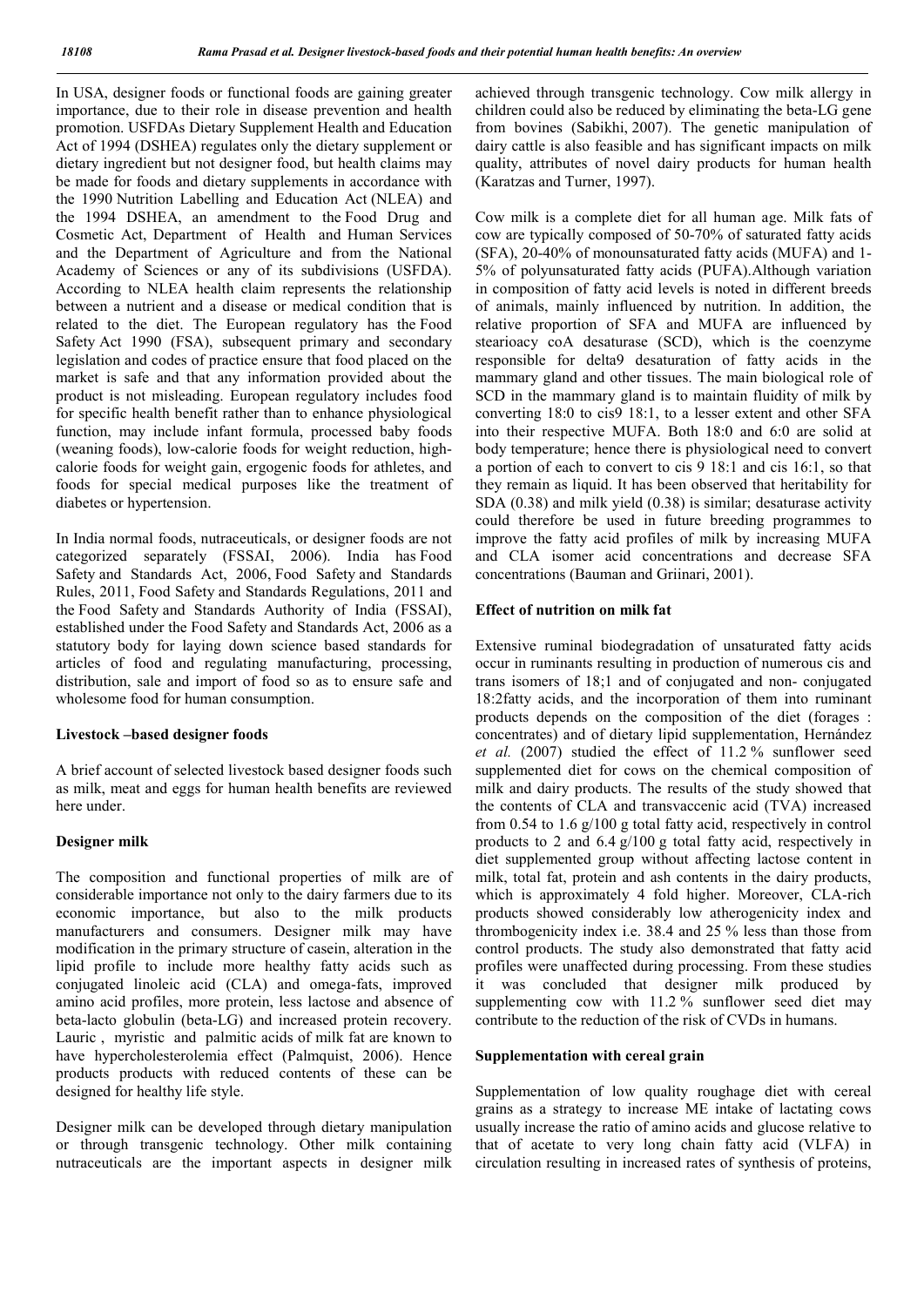In USA, designer foods or functional foods are gaining greater importance, due to their role in disease prevention and health promotion. USFDAs Dietary Supplement Health and Education Act of 1994 (DSHEA) regulates only the dietary supplement or dietary ingredient but not designer food, but health claims may be made for foods and dietary supplements in accordance with the 1990 Nutrition Labelling and Education Act (NLEA) and the 1994 DSHEA, an amendment to the Food Drug and Cosmetic Act, Department of Health and Human Services and the Department of Agriculture and from the National Academy of Sciences or any of its subdivisions (USFDA). According to NLEA health claim represents the relationship between a nutrient and a disease or medical condition that is related to the diet. The European regulatory has the Food Safety Act 1990 (FSA), subsequent primary and secondary legislation and codes of practice ensure that food placed on the market is safe and that any information provided about the product is not misleading. European regulatory includes food for specific health benefit rather than to enhance physiological function, may include infant formula, processed baby foods (weaning foods), low-calorie foods for weight reduction, high-calorie foods for weight gain, ergogenic foods for athletes, and foods for special medical purposes like the treatment of diabetes or hypertension.

In India normal foods, nutraceuticals, or designer foods are not categorized separately (FSSAI, 2006). India has Food Safety and Standards Act, 2006, Food Safety and Standards Rules, 2011, Food Safety and Standards Regulations, 2011 and the Food Safety and Standards Authority of India (FSSAI), established under the Food Safety and Standards Act, 2006 as a statutory body for laying down science based standards for articles of food and regulating manufacturing, processing, distribution, sale and import of food so as to ensure safe and wholesome food for human consumption.

**Livestock –based designer foods**

A brief account of selected livestock based designer foods such as milk, meat and eggs for human health benefits are reviewed here under.

**Designer milk**

The composition and functional properties of milk are of considerable importance not only to the dairy farmers due to its economic importance, but also to the milk products manufacturers and consumers. Designer milk may have modification in the primary structure of casein, alteration in the lipid profile to include more healthy fatty acids such as conjugated linoleic acid (CLA) and omega-fats, improved amino acid profiles, more protein, less lactose and absence of beta-lacto globulin (beta-LG) and increased protein recovery. Lauric , myristic and palmitic acids of milk fat are known to have hypercholesterolemia effect (Palmquist, 2006). Hence products products with reduced contents of these can be designed for healthy life style.

Designer milk can be developed through dietary manipulation or through transgenic technology. Other milk containing nutraceuticals are the important aspects in designer milk achieved through transgenic technology. Cow milk allergy in children could also be reduced by eliminating the beta-LG gene from bovines (Sabikhi, 2007). The genetic manipulation of dairy cattle is also feasible and has significant impacts on milk quality, attributes of novel dairy products for human health (Karatzas and Turner, 1997).

Cow milk is a complete diet for all human age. Milk fats of cow are typically composed of 50-70% of saturated fatty acids (SFA), 20-40% of monounsaturated fatty acids (MUFA) and 1-5% of polyunsaturated fatty acids (PUFA).Although variation in composition of fatty acid levels is noted in different breeds of animals, mainly influenced by nutrition. In addition, the relative proportion of SFA and MUFA are influenced by stearioacy coA desaturase (SCD), which is the coenzyme responsible for delta9 desaturation of fatty acids in the mammary gland and other tissues. The main biological role of SCD in the mammary gland is to maintain fluidity of milk by converting 18:0 to cis9 18:1, to a lesser extent and other SFA into their respective MUFA. Both 18:0 and 6:0 are solid at body temperature; hence there is physiological need to convert a portion of each to convert to cis 9 18:1 and cis 16:1, so that they remain as liquid. It has been observed that heritability for SDA (0.38) and milk yield (0.38) is similar; desaturase activity could therefore be used in future breeding programmes to improve the fatty acid profiles of milk by increasing MUFA and CLA isomer acid concentrations and decrease SFA concentrations (Bauman and Griinari, 2001).

**Effect of nutrition on milk fat**

Extensive ruminal biodegradation of unsaturated fatty acids occur in ruminants resulting in production of numerous cis and trans isomers of 18;1 and of conjugated and non- conjugated 18:2fatty acids, and the incorporation of them into ruminant products depends on the composition of the diet (forages : concentrates) and of dietary lipid supplementation, Hernández *et al.* (2007) studied the effect of 11.2 % sunflower seed supplemented diet for cows on the chemical composition of milk and dairy products. The results of the study showed that the contents of CLA and transvaccenic acid (TVA) increased from 0.54 to 1.6 g/100 g total fatty acid, respectively in control products to 2 and 6.4 g/100 g total fatty acid, respectively in diet supplemented group without affecting lactose content in milk, total fat, protein and ash contents in the dairy products, which is approximately 4 fold higher. Moreover, CLA-rich products showed considerably low atherogenicity index and thrombogenicity index i.e. 38.4 and 25 % less than those from control products. The study also demonstrated that fatty acid profiles were unaffected during processing. From these studies it was concluded that designer milk produced by supplementing cow with 11.2 % sunflower seed diet may contribute to the reduction of the risk of CVDs in humans.

**Supplementation with cereal grain**

Supplementation of low quality roughage diet with cereal grains as a strategy to increase ME intake of lactating cows usually increase the ratio of amino acids and glucose relative to that of acetate to very long chain fatty acid (VLFA) in circulation resulting in increased rates of synthesis of proteins,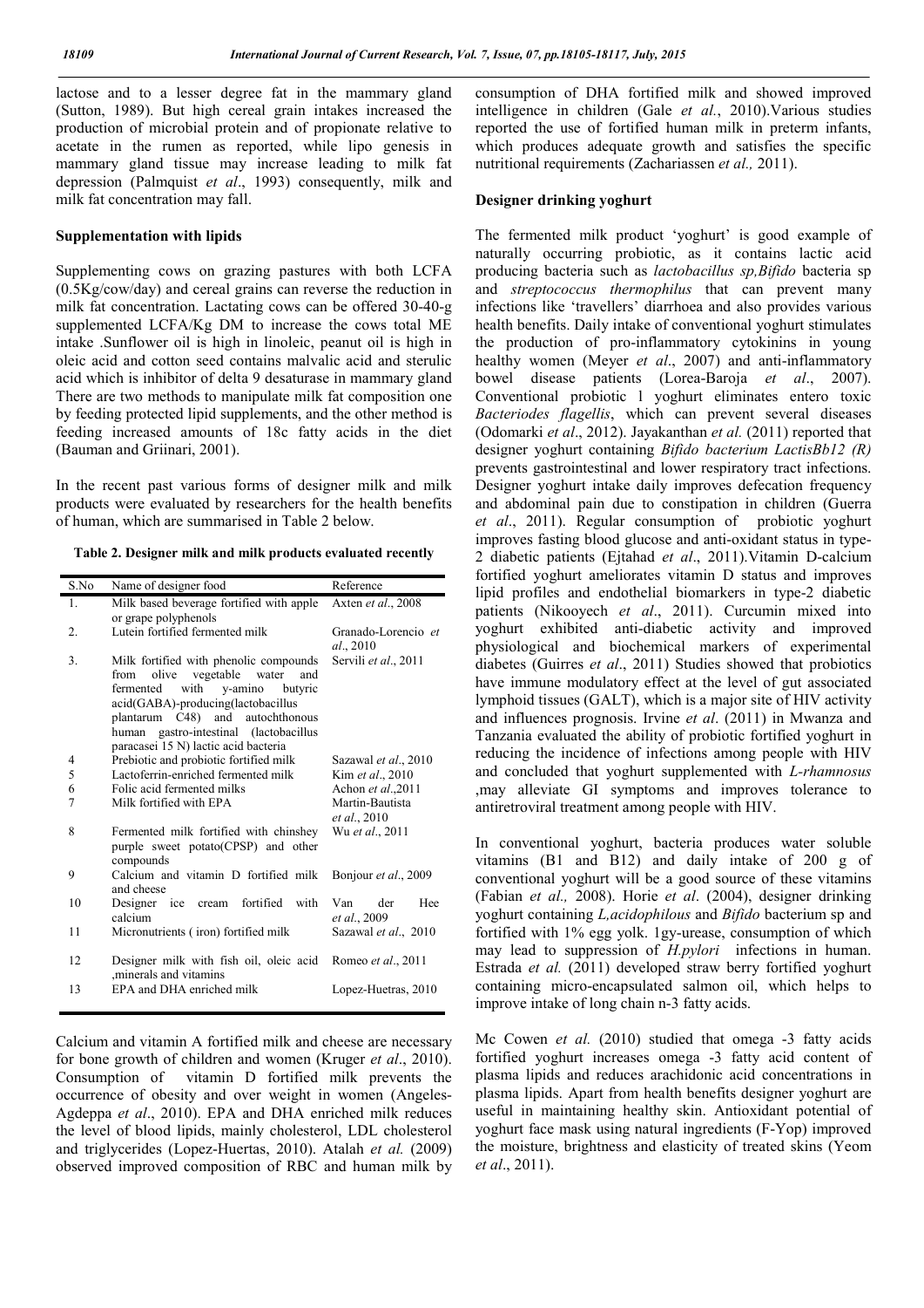lactose and to a lesser degree fat in the mammary gland (Sutton, 1989). But high cereal grain intakes increased the production of microbial protein and of propionate relative to acetate in the rumen as reported, while lipo genesis in mammary gland tissue may increase leading to milk fat depression (Palmquist *et al*., 1993) consequently, milk and milk fat concentration may fall.

### Supplementation with lipids

Supplementing cows on grazing pastures with both LCFA (0.5Kg/cow/day) and cereal grains can reverse the reduction in milk fat concentration. Lactating cows can be offered 30-40-g supplemented LCFA/Kg DM to increase the cows total ME intake .Sunflower oil is high in linoleic, peanut oil is high in oleic acid and cotton seed contains malvalic acid and sterulic acid which is inhibitor of delta 9 desaturase in mammary gland There are two methods to manipulate milk fat composition one by feeding protected lipid supplements, and the other method is feeding increased amounts of 18c fatty acids in the diet (Bauman and Griinari, 2001).

In the recent past various forms of designer milk and milk products were evaluated by researchers for the health benefits of human, which are summarised in Table 2 below.

**Table 2. Designer milk and milk products evaluated recently**

| S.No | Name of designer food | Reference |
|---|---|---|
| 1. | Milk based beverage fortified with apple or grape polyphenols | Axten *et al*., 2008 |
| 2. | Lutein fortified fermented milk | Granado-Lorencio *et al*., 2010 |
| 3. | Milk fortified with phenolic compounds from olive vegetable water and fermented with y-amino butyric acid(GABA)-producing(lactobacillus plantarum C48) and autochthonous human gastro-intestinal (lactobacillus paracasei 15 N) lactic acid bacteria | Servili *et al*., 2011 |
| 4 | Prebiotic and probiotic fortified milk | Sazawal *et al*., 2010 |
| 5 | Lactoferrin-enriched fermented milk | Kim *et al*., 2010 |
| 6 | Folic acid fermented milks | Achon *et al*.,2011 |
| 7 | Milk fortified with EPA | Martin-Bautista *et al*., 2010 |
| 8 | Fermented milk fortified with chinshey purple sweet potato(CPSP) and other compounds | Wu *et al*., 2011 |
| 9 | Calcium and vitamin D fortified milk and cheese | Bonjour *et al*., 2009 |
| 10 | Designer ice cream fortified with calcium | Van der Hee *et al*., 2009 |
| 11 | Micronutrients ( iron) fortified milk | Sazawal *et al*., 2010 |
| 12 | Designer milk with fish oil, oleic acid ,minerals and vitamins | Romeo *et al*., 2011 |
| 13 | EPA and DHA enriched milk | Lopez-Huetras, 2010 |

Calcium and vitamin A fortified milk and cheese are necessary for bone growth of children and women (Kruger *et al*., 2010). Consumption of vitamin D fortified milk prevents the occurrence of obesity and over weight in women (Angeles-Agdeppa *et al*., 2010). EPA and DHA enriched milk reduces the level of blood lipids, mainly cholesterol, LDL cholesterol and triglycerides (Lopez-Huertas, 2010). Atalah *et al.* (2009) observed improved composition of RBC and human milk by consumption of DHA fortified milk and showed improved intelligence in children (Gale *et al.*, 2010).Various studies reported the use of fortified human milk in preterm infants, which produces adequate growth and satisfies the specific nutritional requirements (Zachariassen *et al.,* 2011).

### Designer drinking yoghurt

The fermented milk product 'yoghurt' is good example of naturally occurring probiotic, as it contains lactic acid producing bacteria such as *lactobacillus sp,Bifido* bacteria sp and *streptococcus thermophilus* that can prevent many infections like 'travellers' diarrhoea and also provides various health benefits. Daily intake of conventional yoghurt stimulates the production of pro-inflammatory cytokinins in young healthy women (Meyer *et al*., 2007) and anti-inflammatory bowel disease patients (Lorea-Baroja *et al*., 2007). Conventional probiotic l yoghurt eliminates entero toxic *Bacteriodes flagellis*, which can prevent several diseases (Odomarki *et al*., 2012). Jayakanthan *et al.* (2011) reported that designer yoghurt containing *Bifido bacterium LactisBb12 (R)* prevents gastrointestinal and lower respiratory tract infections. Designer yoghurt intake daily improves defecation frequency and abdominal pain due to constipation in children (Guerra *et al*., 2011). Regular consumption of probiotic yoghurt improves fasting blood glucose and anti-oxidant status in type-2 diabetic patients (Ejtahad *et al*., 2011).Vitamin D-calcium fortified yoghurt ameliorates vitamin D status and improves lipid profiles and endothelial biomarkers in type-2 diabetic patients (Nikooyech *et al*., 2011). Curcumin mixed into yoghurt exhibited anti-diabetic activity and improved physiological and biochemical markers of experimental diabetes (Guirres *et al*., 2011) Studies showed that probiotics have immune modulatory effect at the level of gut associated lymphoid tissues (GALT), which is a major site of HIV activity and influences prognosis. Irvine *et al*. (2011) in Mwanza and Tanzania evaluated the ability of probiotic fortified yoghurt in reducing the incidence of infections among people with HIV and concluded that yoghurt supplemented with *L-rhamnosus* ,may alleviate GI symptoms and improves tolerance to antiretroviral treatment among people with HIV.

In conventional yoghurt, bacteria produces water soluble vitamins (B1 and B12) and daily intake of 200 g of conventional yoghurt will be a good source of these vitamins (Fabian *et al.,* 2008). Horie *et al*. (2004), designer drinking yoghurt containing *L,acidophilous* and *Bifido* bacterium sp and fortified with 1% egg yolk. 1gy-urease, consumption of which may lead to suppression of *H.pylori* infections in human. Estrada *et al.* (2011) developed straw berry fortified yoghurt containing micro-encapsulated salmon oil, which helps to improve intake of long chain n-3 fatty acids.

Mc Cowen *et al.* (2010) studied that omega -3 fatty acids fortified yoghurt increases omega -3 fatty acid content of plasma lipids and reduces arachidonic acid concentrations in plasma lipids. Apart from health benefits designer yoghurt are useful in maintaining healthy skin. Antioxidant potential of yoghurt face mask using natural ingredients (F-Yop) improved the moisture, brightness and elasticity of treated skins (Yeom *et al*., 2011).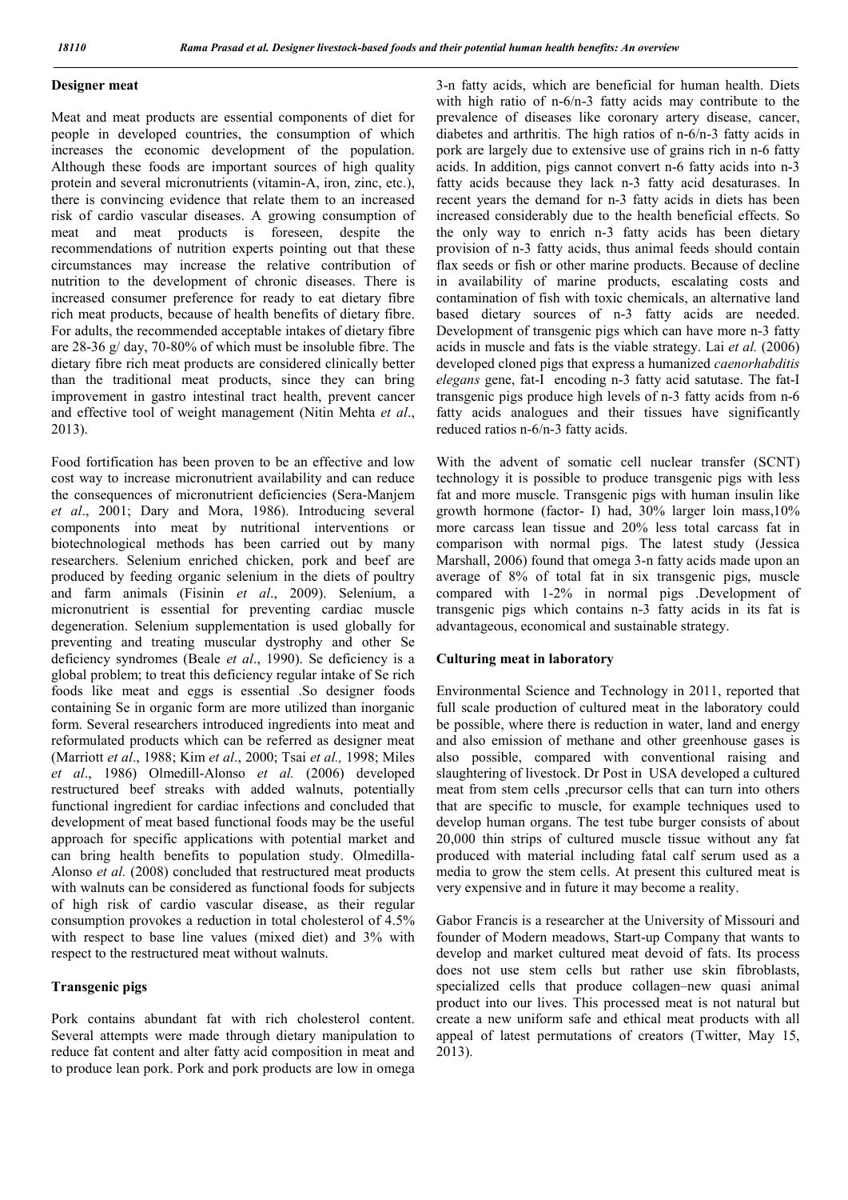### Designer meat

Meat and meat products are essential components of diet for people in developed countries, the consumption of which increases the economic development of the population. Although these foods are important sources of high quality protein and several micronutrients (vitamin-A, iron, zinc, etc.), there is convincing evidence that relate them to an increased risk of cardio vascular diseases. A growing consumption of meat and meat products is foreseen, despite the recommendations of nutrition experts pointing out that these circumstances may increase the relative contribution of nutrition to the development of chronic diseases. There is increased consumer preference for ready to eat dietary fibre rich meat products, because of health benefits of dietary fibre. For adults, the recommended acceptable intakes of dietary fibre are 28-36 g/ day, 70-80% of which must be insoluble fibre. The dietary fibre rich meat products are considered clinically better than the traditional meat products, since they can bring improvement in gastro intestinal tract health, prevent cancer and effective tool of weight management (Nitin Mehta *et al*., 2013).

Food fortification has been proven to be an effective and low cost way to increase micronutrient availability and can reduce the consequences of micronutrient deficiencies (Sera-Manjem *et al*., 2001; Dary and Mora, 1986). Introducing several components into meat by nutritional interventions or biotechnological methods has been carried out by many researchers. Selenium enriched chicken, pork and beef are produced by feeding organic selenium in the diets of poultry and farm animals (Fisinin *et al*., 2009). Selenium, a micronutrient is essential for preventing cardiac muscle degeneration. Selenium supplementation is used globally for preventing and treating muscular dystrophy and other Se deficiency syndromes (Beale *et al*., 1990). Se deficiency is a global problem; to treat this deficiency regular intake of Se rich foods like meat and eggs is essential .So designer foods containing Se in organic form are more utilized than inorganic form. Several researchers introduced ingredients into meat and reformulated products which can be referred as designer meat (Marriott *et al*., 1988; Kim *et al*., 2000; Tsai *et al.,* 1998; Miles *et al*., 1986) Olmedill-Alonso *et al.* (2006) developed restructured beef streaks with added walnuts, potentially functional ingredient for cardiac infections and concluded that development of meat based functional foods may be the useful approach for specific applications with potential market and can bring health benefits to population study. Olmedilla-Alonso *et al.* (2008) concluded that restructured meat products with walnuts can be considered as functional foods for subjects of high risk of cardio vascular disease, as their regular consumption provokes a reduction in total cholesterol of 4.5% with respect to base line values (mixed diet) and 3% with respect to the restructured meat without walnuts.

### Transgenic pigs

Pork contains abundant fat with rich cholesterol content. Several attempts were made through dietary manipulation to reduce fat content and alter fatty acid composition in meat and to produce lean pork. Pork and pork products are low in omega 3-n fatty acids, which are beneficial for human health. Diets with high ratio of n-6/n-3 fatty acids may contribute to the prevalence of diseases like coronary artery disease, cancer, diabetes and arthritis. The high ratios of n-6/n-3 fatty acids in pork are largely due to extensive use of grains rich in n-6 fatty acids. In addition, pigs cannot convert n-6 fatty acids into n-3 fatty acids because they lack n-3 fatty acid desaturases. In recent years the demand for n-3 fatty acids in diets has been increased considerably due to the health beneficial effects. So the only way to enrich n-3 fatty acids has been dietary provision of n-3 fatty acids, thus animal feeds should contain flax seeds or fish or other marine products. Because of decline in availability of marine products, escalating costs and contamination of fish with toxic chemicals, an alternative land based dietary sources of n-3 fatty acids are needed. Development of transgenic pigs which can have more n-3 fatty acids in muscle and fats is the viable strategy. Lai *et al.* (2006) developed cloned pigs that express a humanized *caenorhabditis elegans* gene, fat-I encoding n-3 fatty acid satutase. The fat-I transgenic pigs produce high levels of n-3 fatty acids from n-6 fatty acids analogues and their tissues have significantly reduced ratios n-6/n-3 fatty acids.

With the advent of somatic cell nuclear transfer (SCNT) technology it is possible to produce transgenic pigs with less fat and more muscle. Transgenic pigs with human insulin like growth hormone (factor- I) had, 30% larger loin mass,10% more carcass lean tissue and 20% less total carcass fat in comparison with normal pigs. The latest study (Jessica Marshall, 2006) found that omega 3-n fatty acids made upon an average of 8% of total fat in six transgenic pigs, muscle compared with 1-2% in normal pigs .Development of transgenic pigs which contains n-3 fatty acids in its fat is advantageous, economical and sustainable strategy.

### Culturing meat in laboratory

Environmental Science and Technology in 2011, reported that full scale production of cultured meat in the laboratory could be possible, where there is reduction in water, land and energy and also emission of methane and other greenhouse gases is also possible, compared with conventional raising and slaughtering of livestock. Dr Post in USA developed a cultured meat from stem cells ,precursor cells that can turn into others that are specific to muscle, for example techniques used to develop human organs. The test tube burger consists of about 20,000 thin strips of cultured muscle tissue without any fat produced with material including fatal calf serum used as a media to grow the stem cells. At present this cultured meat is very expensive and in future it may become a reality.

Gabor Francis is a researcher at the University of Missouri and founder of Modern meadows, Start-up Company that wants to develop and market cultured meat devoid of fats. Its process does not use stem cells but rather use skin fibroblasts, specialized cells that produce collagen–new quasi animal product into our lives. This processed meat is not natural but create a new uniform safe and ethical meat products with all appeal of latest permutations of creators (Twitter, May 15, 2013).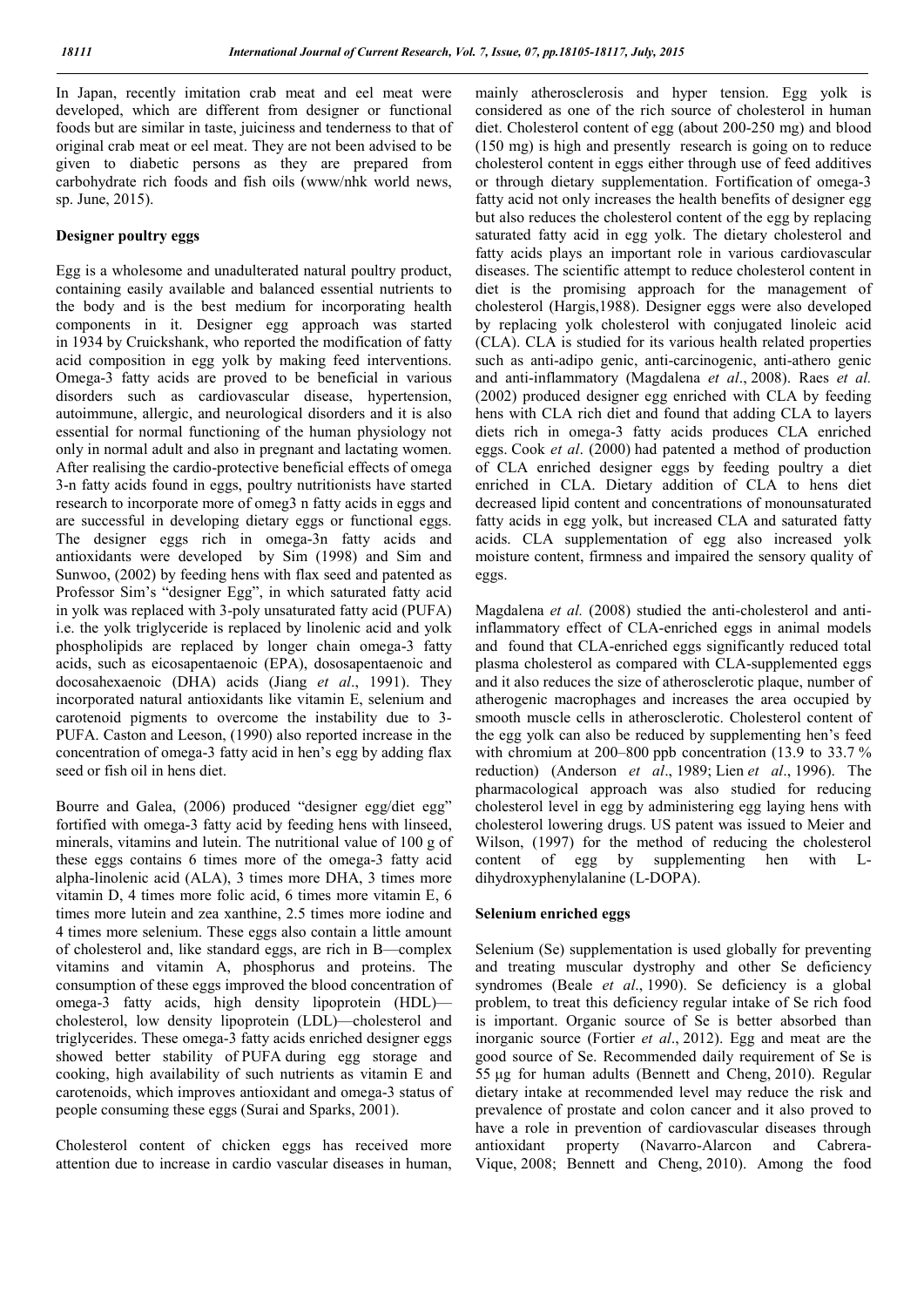In Japan, recently imitation crab meat and eel meat were developed, which are different from designer or functional foods but are similar in taste, juiciness and tenderness to that of original crab meat or eel meat. They are not been advised to be given to diabetic persons as they are prepared from carbohydrate rich foods and fish oils (www/nhk world news, sp. June, 2015).

**Designer poultry eggs**

Egg is a wholesome and unadulterated natural poultry product, containing easily available and balanced essential nutrients to the body and is the best medium for incorporating health components in it. Designer egg approach was started in 1934 by Cruickshank, who reported the modification of fatty acid composition in egg yolk by making feed interventions. Omega-3 fatty acids are proved to be beneficial in various disorders such as cardiovascular disease, hypertension, autoimmune, allergic, and neurological disorders and it is also essential for normal functioning of the human physiology not only in normal adult and also in pregnant and lactating women. After realising the cardio-protective beneficial effects of omega 3-n fatty acids found in eggs, poultry nutritionists have started research to incorporate more of omeg3 n fatty acids in eggs and are successful in developing dietary eggs or functional eggs. The designer eggs rich in omega-3n fatty acids and antioxidants were developed by Sim (1998) and Sim and Sunwoo, (2002) by feeding hens with flax seed and patented as Professor Sim's "designer Egg", in which saturated fatty acid in yolk was replaced with 3-poly unsaturated fatty acid (PUFA) i.e. the yolk triglyceride is replaced by linolenic acid and yolk phospholipids are replaced by longer chain omega-3 fatty acids, such as eicosapentaenoic (EPA), dososapentaenoic and docosahexaenoic (DHA) acids (Jiang *et al*., 1991). They incorporated natural antioxidants like vitamin E, selenium and carotenoid pigments to overcome the instability due to 3-PUFA. Caston and Leeson, (1990) also reported increase in the concentration of omega-3 fatty acid in hen's egg by adding flax seed or fish oil in hens diet.

Bourre and Galea, (2006) produced "designer egg/diet egg" fortified with omega-3 fatty acid by feeding hens with linseed, minerals, vitamins and lutein. The nutritional value of 100 g of these eggs contains 6 times more of the omega-3 fatty acid alpha-linolenic acid (ALA), 3 times more DHA, 3 times more vitamin D, 4 times more folic acid, 6 times more vitamin E, 6 times more lutein and zea xanthine, 2.5 times more iodine and 4 times more selenium. These eggs also contain a little amount of cholesterol and, like standard eggs, are rich in B—complex vitamins and vitamin A, phosphorus and proteins. The consumption of these eggs improved the blood concentration of omega-3 fatty acids, high density lipoprotein (HDL)—cholesterol, low density lipoprotein (LDL)—cholesterol and triglycerides. These omega-3 fatty acids enriched designer eggs showed better stability of PUFA during egg storage and cooking, high availability of such nutrients as vitamin E and carotenoids, which improves antioxidant and omega-3 status of people consuming these eggs (Surai and Sparks, 2001).

Cholesterol content of chicken eggs has received more attention due to increase in cardio vascular diseases in human, mainly atherosclerosis and hyper tension. Egg yolk is considered as one of the rich source of cholesterol in human diet. Cholesterol content of egg (about 200-250 mg) and blood (150 mg) is high and presently research is going on to reduce cholesterol content in eggs either through use of feed additives or through dietary supplementation. Fortification of omega-3 fatty acid not only increases the health benefits of designer egg but also reduces the cholesterol content of the egg by replacing saturated fatty acid in egg yolk. The dietary cholesterol and fatty acids plays an important role in various cardiovascular diseases. The scientific attempt to reduce cholesterol content in diet is the promising approach for the management of cholesterol (Hargis,1988). Designer eggs were also developed by replacing yolk cholesterol with conjugated linoleic acid (CLA). CLA is studied for its various health related properties such as anti-adipo genic, anti-carcinogenic, anti-athero genic and anti-inflammatory (Magdalena *et al*., 2008). Raes *et al.* (2002) produced designer egg enriched with CLA by feeding hens with CLA rich diet and found that adding CLA to layers diets rich in omega-3 fatty acids produces CLA enriched eggs. Cook *et al*. (2000) had patented a method of production of CLA enriched designer eggs by feeding poultry a diet enriched in CLA. Dietary addition of CLA to hens diet decreased lipid content and concentrations of monounsaturated fatty acids in egg yolk, but increased CLA and saturated fatty acids. CLA supplementation of egg also increased yolk moisture content, firmness and impaired the sensory quality of eggs.

Magdalena *et al.* (2008) studied the anti-cholesterol and anti-inflammatory effect of CLA-enriched eggs in animal models and found that CLA-enriched eggs significantly reduced total plasma cholesterol as compared with CLA-supplemented eggs and it also reduces the size of atherosclerotic plaque, number of atherogenic macrophages and increases the area occupied by smooth muscle cells in atherosclerotic. Cholesterol content of the egg yolk can also be reduced by supplementing hen's feed with chromium at 200–800 ppb concentration (13.9 to 33.7 % reduction) (Anderson *et al*., 1989; Lien *et al*., 1996). The pharmacological approach was also studied for reducing cholesterol level in egg by administering egg laying hens with cholesterol lowering drugs. US patent was issued to Meier and Wilson, (1997) for the method of reducing the cholesterol content of egg by supplementing hen with L-dihydroxyphenylalanine (L-DOPA).

**Selenium enriched eggs**

Selenium (Se) supplementation is used globally for preventing and treating muscular dystrophy and other Se deficiency syndromes (Beale *et al*., 1990). Se deficiency is a global problem, to treat this deficiency regular intake of Se rich food is important. Organic source of Se is better absorbed than inorganic source (Fortier *et al*., 2012). Egg and meat are the good source of Se. Recommended daily requirement of Se is 55 µg for human adults (Bennett and Cheng, 2010). Regular dietary intake at recommended level may reduce the risk and prevalence of prostate and colon cancer and it also proved to have a role in prevention of cardiovascular diseases through antioxidant property (Navarro-Alarcon and Cabrera-Vique, 2008; Bennett and Cheng, 2010). Among the food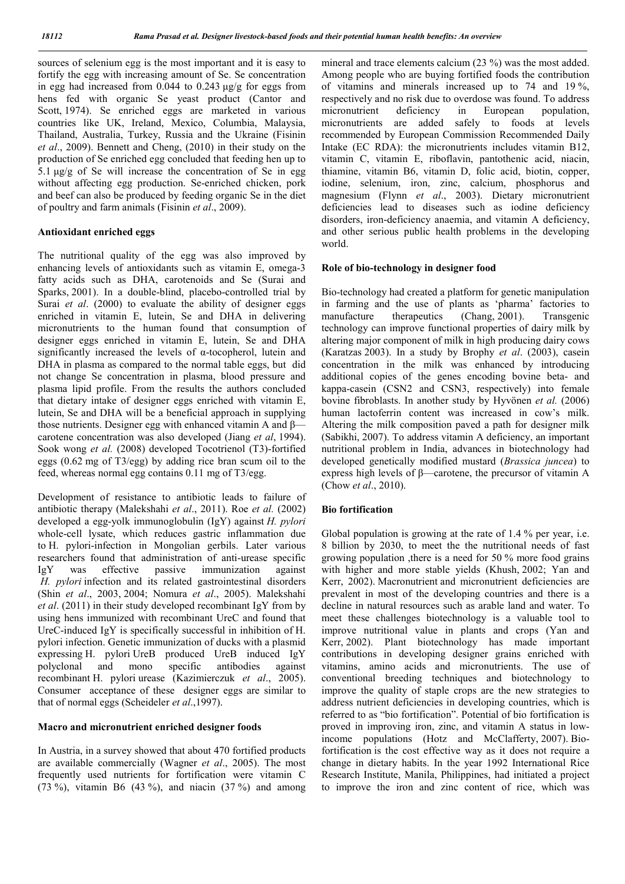sources of selenium egg is the most important and it is easy to fortify the egg with increasing amount of Se. Se concentration in egg had increased from 0.044 to 0.243 μg/g for eggs from hens fed with organic Se yeast product (Cantor and Scott, 1974). Se enriched eggs are marketed in various countries like UK, Ireland, Mexico, Columbia, Malaysia, Thailand, Australia, Turkey, Russia and the Ukraine (Fisinin *et al*., 2009). Bennett and Cheng, (2010) in their study on the production of Se enriched egg concluded that feeding hen up to 5.1 μg/g of Se will increase the concentration of Se in egg without affecting egg production. Se-enriched chicken, pork and beef can also be produced by feeding organic Se in the diet of poultry and farm animals (Fisinin *et al*., 2009).

**Antioxidant enriched eggs**

The nutritional quality of the egg was also improved by enhancing levels of antioxidants such as vitamin E, omega-3 fatty acids such as DHA, carotenoids and Se (Surai and Sparks, 2001). In a double-blind, placebo-controlled trial by Surai *et al*. (2000) to evaluate the ability of designer eggs enriched in vitamin E, lutein, Se and DHA in delivering micronutrients to the human found that consumption of designer eggs enriched in vitamin E, lutein, Se and DHA significantly increased the levels of α-tocopherol, lutein and DHA in plasma as compared to the normal table eggs, but did not change Se concentration in plasma, blood pressure and plasma lipid profile. From the results the authors concluded that dietary intake of designer eggs enriched with vitamin E, lutein, Se and DHA will be a beneficial approach in supplying those nutrients. Designer egg with enhanced vitamin A and β—carotene concentration was also developed (Jiang *et al*, 1994). Sook wong *et al.* (2008) developed Tocotrienol (T3)-fortified eggs (0.62 mg of T3/egg) by adding rice bran scum oil to the feed, whereas normal egg contains 0.11 mg of T3/egg.

Development of resistance to antibiotic leads to failure of antibiotic therapy (Malekshahi *et al*., 2011). Roe *et al.* (2002) developed a egg-yolk immunoglobulin (IgY) against *H. pylori* whole-cell lysate, which reduces gastric inflammation due to H. pylori-infection in Mongolian gerbils. Later various researchers found that administration of anti-urease specific IgY was effective passive immunization against *H. pylori* infection and its related gastrointestinal disorders (Shin *et al*., 2003, 2004; Nomura *et al*., 2005). Malekshahi *et al*. (2011) in their study developed recombinant IgY from by using hens immunized with recombinant UreC and found that UreC-induced IgY is specifically successful in inhibition of H. pylori infection. Genetic immunization of ducks with a plasmid expressing H. pylori UreB produced UreB induced IgY polyclonal and mono specific antibodies against recombinant H. pylori urease (Kazimierczuk *et al*., 2005). Consumer acceptance of these designer eggs are similar to that of normal eggs (Scheideler *et al*.,1997).

**Macro and micronutrient enriched designer foods**

In Austria, in a survey showed that about 470 fortified products are available commercially (Wagner *et al*., 2005). The most frequently used nutrients for fortification were vitamin C (73 %), vitamin B6 (43 %), and niacin (37 %) and among mineral and trace elements calcium (23 %) was the most added. Among people who are buying fortified foods the contribution of vitamins and minerals increased up to 74 and 19 %, respectively and no risk due to overdose was found. To address micronutrient deficiency in European population, micronutrients are added safely to foods at levels recommended by European Commission Recommended Daily Intake (EC RDA): the micronutrients includes vitamin B12, vitamin C, vitamin E, riboflavin, pantothenic acid, niacin, thiamine, vitamin B6, vitamin D, folic acid, biotin, copper, iodine, selenium, iron, zinc, calcium, phosphorus and magnesium (Flynn *et al*., 2003). Dietary micronutrient deficiencies lead to diseases such as iodine deficiency disorders, iron-deficiency anaemia, and vitamin A deficiency, and other serious public health problems in the developing world.

**Role of bio-technology in designer food**

Bio-technology had created a platform for genetic manipulation in farming and the use of plants as 'pharma' factories to manufacture therapeutics (Chang, 2001). Transgenic technology can improve functional properties of dairy milk by altering major component of milk in high producing dairy cows (Karatzas 2003). In a study by Brophy *et al*. (2003), casein concentration in the milk was enhanced by introducing additional copies of the genes encoding bovine beta- and kappa-casein (CSN2 and CSN3, respectively) into female bovine fibroblasts. In another study by Hyvönen *et al.* (2006) human lactoferrin content was increased in cow's milk. Altering the milk composition paved a path for designer milk (Sabikhi, 2007). To address vitamin A deficiency, an important nutritional problem in India, advances in biotechnology had developed genetically modified mustard (*Brassica juncea*) to express high levels of β—carotene, the precursor of vitamin A (Chow *et al*., 2010).

**Bio fortification**

Global population is growing at the rate of 1.4 % per year, i.e. 8 billion by 2030, to meet the the nutritional needs of fast growing population ,there is a need for 50 % more food grains with higher and more stable yields (Khush, 2002; Yan and Kerr, 2002). Macronutrient and micronutrient deficiencies are prevalent in most of the developing countries and there is a decline in natural resources such as arable land and water. To meet these challenges biotechnology is a valuable tool to improve nutritional value in plants and crops (Yan and Kerr, 2002). Plant biotechnology has made important contributions in developing designer grains enriched with vitamins, amino acids and micronutrients. The use of conventional breeding techniques and biotechnology to improve the quality of staple crops are the new strategies to address nutrient deficiencies in developing countries, which is referred to as "bio fortification". Potential of bio fortification is proved in improving iron, zinc, and vitamin A status in low-income populations (Hotz and McClafferty, 2007). Bio-fortification is the cost effective way as it does not require a change in dietary habits. In the year 1992 International Rice Research Institute, Manila, Philippines, had initiated a project to improve the iron and zinc content of rice, which was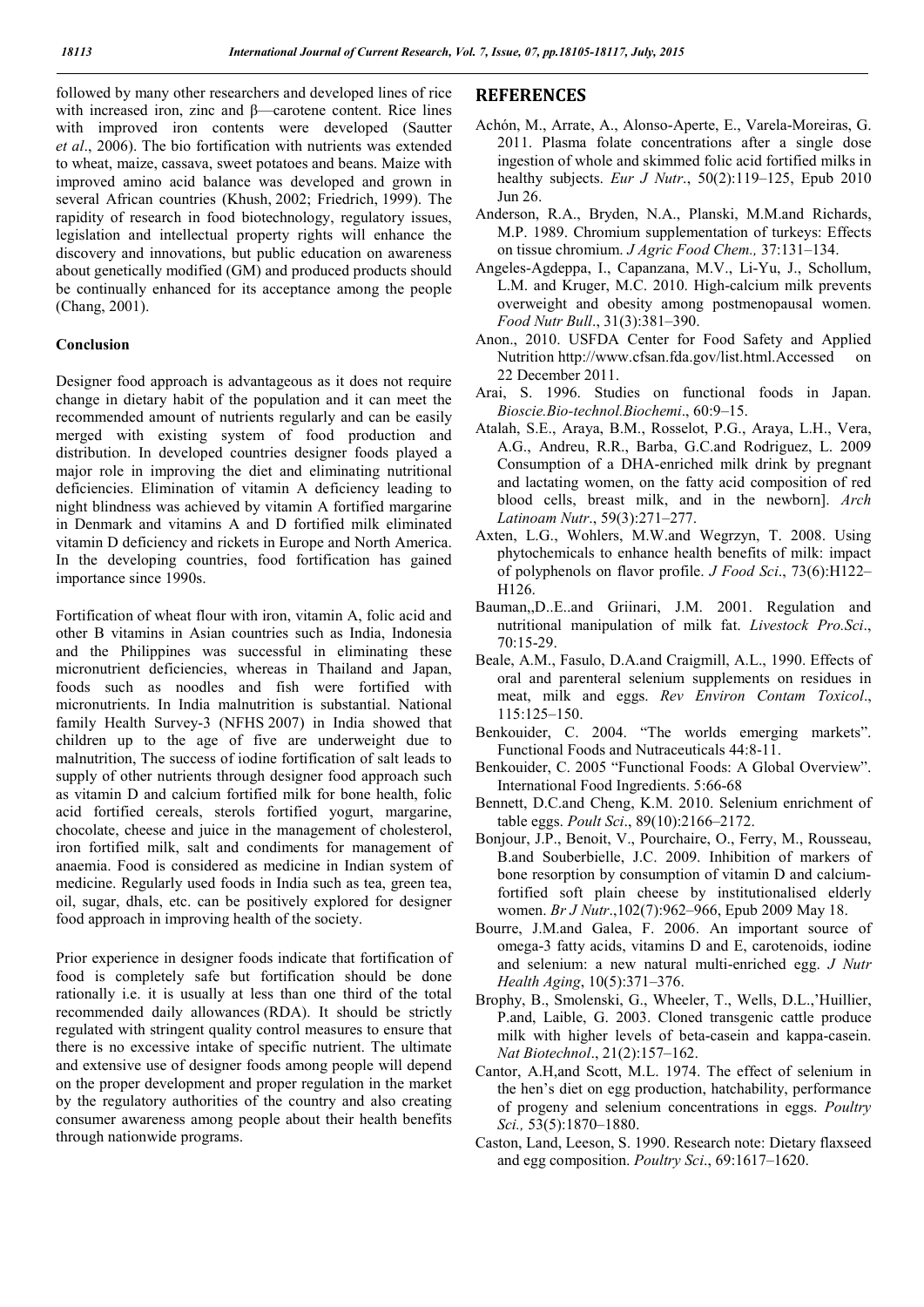followed by many other researchers and developed lines of rice with increased iron, zinc and β—carotene content. Rice lines with improved iron contents were developed (Sautter *et al*., 2006). The bio fortification with nutrients was extended to wheat, maize, cassava, sweet potatoes and beans. Maize with improved amino acid balance was developed and grown in several African countries (Khush, 2002; Friedrich, 1999). The rapidity of research in food biotechnology, regulatory issues, legislation and intellectual property rights will enhance the discovery and innovations, but public education on awareness about genetically modified (GM) and produced products should be continually enhanced for its acceptance among the people (Chang, 2001).

### Conclusion

Designer food approach is advantageous as it does not require change in dietary habit of the population and it can meet the recommended amount of nutrients regularly and can be easily merged with existing system of food production and distribution. In developed countries designer foods played a major role in improving the diet and eliminating nutritional deficiencies. Elimination of vitamin A deficiency leading to night blindness was achieved by vitamin A fortified margarine in Denmark and vitamins A and D fortified milk eliminated vitamin D deficiency and rickets in Europe and North America. In the developing countries, food fortification has gained importance since 1990s.

Fortification of wheat flour with iron, vitamin A, folic acid and other B vitamins in Asian countries such as India, Indonesia and the Philippines was successful in eliminating these micronutrient deficiencies, whereas in Thailand and Japan, foods such as noodles and fish were fortified with micronutrients. In India malnutrition is substantial. National family Health Survey-3 (NFHS 2007) in India showed that children up to the age of five are underweight due to malnutrition, The success of iodine fortification of salt leads to supply of other nutrients through designer food approach such as vitamin D and calcium fortified milk for bone health, folic acid fortified cereals, sterols fortified yogurt, margarine, chocolate, cheese and juice in the management of cholesterol, iron fortified milk, salt and condiments for management of anaemia. Food is considered as medicine in Indian system of medicine. Regularly used foods in India such as tea, green tea, oil, sugar, dhals, etc. can be positively explored for designer food approach in improving health of the society.

Prior experience in designer foods indicate that fortification of food is completely safe but fortification should be done rationally i.e. it is usually at less than one third of the total recommended daily allowances (RDA). It should be strictly regulated with stringent quality control measures to ensure that there is no excessive intake of specific nutrient. The ultimate and extensive use of designer foods among people will depend on the proper development and proper regulation in the market by the regulatory authorities of the country and also creating consumer awareness among people about their health benefits through nationwide programs.

## REFERENCES

Achón, M., Arrate, A., Alonso-Aperte, E., Varela-Moreiras, G. 2011. Plasma folate concentrations after a single dose ingestion of whole and skimmed folic acid fortified milks in healthy subjects. *Eur J Nutr*., 50(2):119–125, Epub 2010 Jun 26.

Anderson, R.A., Bryden, N.A., Planski, M.M.and Richards, M.P. 1989. Chromium supplementation of turkeys: Effects on tissue chromium. *J Agric Food Chem.,* 37:131–134.

Angeles-Agdeppa, I., Capanzana, M.V., Li-Yu, J., Schollum, L.M. and Kruger, M.C. 2010. High-calcium milk prevents overweight and obesity among postmenopausal women. *Food Nutr Bull*., 31(3):381–390.

Anon., 2010. USFDA Center for Food Safety and Applied Nutrition http://www.cfsan.fda.gov/list.html.Accessed on 22 December 2011.

Arai, S. 1996. Studies on functional foods in Japan. *Bioscie.Bio-technol.Biochemi*., 60:9–15.

Atalah, S.E., Araya, B.M., Rosselot, P.G., Araya, L.H., Vera, A.G., Andreu, R.R., Barba, G.C.and Rodriguez, L. 2009 Consumption of a DHA-enriched milk drink by pregnant and lactating women, on the fatty acid composition of red blood cells, breast milk, and in the newborn]. *Arch Latinoam Nutr*., 59(3):271–277.

Axten, L.G., Wohlers, M.W.and Wegrzyn, T. 2008. Using phytochemicals to enhance health benefits of milk: impact of polyphenols on flavor profile. *J Food Sci*., 73(6):H122–H126.

Bauman,,D..E..and Griinari, J.M. 2001. Regulation and nutritional manipulation of milk fat. *Livestock Pro.Sci*., 70:15-29.

Beale, A.M., Fasulo, D.A.and Craigmill, A.L., 1990. Effects of oral and parenteral selenium supplements on residues in meat, milk and eggs. *Rev Environ Contam Toxicol*., 115:125–150.

Benkouider, C. 2004. "The worlds emerging markets". Functional Foods and Nutraceuticals 44:8-11.

Benkouider, C. 2005 "Functional Foods: A Global Overview". International Food Ingredients. 5:66-68

Bennett, D.C.and Cheng, K.M. 2010. Selenium enrichment of table eggs. *Poult Sci*., 89(10):2166–2172.

Bonjour, J.P., Benoit, V., Pourchaire, O., Ferry, M., Rousseau, B.and Souberbielle, J.C. 2009. Inhibition of markers of bone resorption by consumption of vitamin D and calcium-fortified soft plain cheese by institutionalised elderly women. *Br J Nutr*.,102(7):962–966, Epub 2009 May 18.

Bourre, J.M.and Galea, F. 2006. An important source of omega-3 fatty acids, vitamins D and E, carotenoids, iodine and selenium: a new natural multi-enriched egg. *J Nutr Health Aging*, 10(5):371–376.

Brophy, B., Smolenski, G., Wheeler, T., Wells, D.L.,'Huillier, P.and, Laible, G. 2003. Cloned transgenic cattle produce milk with higher levels of beta-casein and kappa-casein. *Nat Biotechnol*., 21(2):157–162.

Cantor, A.H,and Scott, M.L. 1974. The effect of selenium in the hen's diet on egg production, hatchability, performance of progeny and selenium concentrations in eggs. *Poultry Sci.,* 53(5):1870–1880.

Caston, Land, Leeson, S. 1990. Research note: Dietary flaxseed and egg composition. *Poultry Sci*., 69:1617–1620.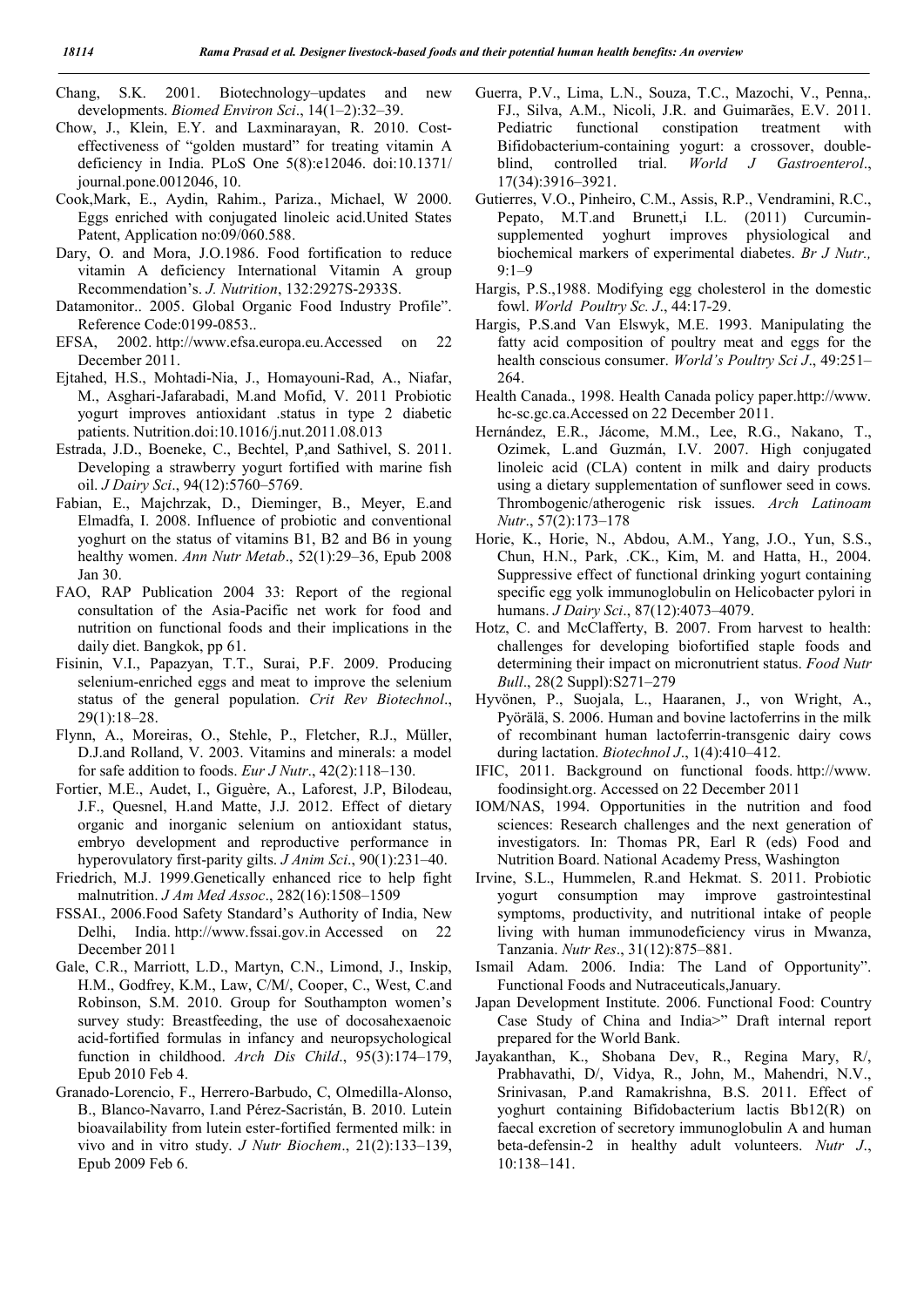Chang, S.K. 2001. Biotechnology–updates and new developments. *Biomed Environ Sci*., 14(1–2):32–39.

Chow, J., Klein, E.Y. and Laxminarayan, R. 2010. Cost-effectiveness of "golden mustard" for treating vitamin A deficiency in India. PLoS One 5(8):e12046. doi:10.1371/journal.pone.0012046, 10.

Cook,Mark, E., Aydin, Rahim., Pariza., Michael, W 2000. Eggs enriched with conjugated linoleic acid.United States Patent, Application no:09/060.588.

Dary, O. and Mora, J.O.1986. Food fortification to reduce vitamin A deficiency International Vitamin A group Recommendation's. *J. Nutrition*, 132:2927S-2933S.

Datamonitor.. 2005. Global Organic Food Industry Profile". Reference Code:0199-0853..

EFSA, 2002. http://www.efsa.europa.eu.Accessed on 22 December 2011.

Ejtahed, H.S., Mohtadi-Nia, J., Homayouni-Rad, A., Niafar, M., Asghari-Jafarabadi, M.and Mofid, V. 2011 Probiotic yogurt improves antioxidant .status in type 2 diabetic patients. Nutrition.doi:10.1016/j.nut.2011.08.013

Estrada, J.D., Boeneke, C., Bechtel, P,and Sathivel, S. 2011. Developing a strawberry yogurt fortified with marine fish oil. *J Dairy Sci*., 94(12):5760–5769.

Fabian, E., Majchrzak, D., Dieminger, B., Meyer, E.and Elmadfa, I. 2008. Influence of probiotic and conventional yoghurt on the status of vitamins B1, B2 and B6 in young healthy women. *Ann Nutr Metab*., 52(1):29–36, Epub 2008 Jan 30.

FAO, RAP Publication 2004 33: Report of the regional consultation of the Asia-Pacific net work for food and nutrition on functional foods and their implications in the daily diet. Bangkok, pp 61.

Fisinin, V.I., Papazyan, T.T., Surai, P.F. 2009. Producing selenium-enriched eggs and meat to improve the selenium status of the general population. *Crit Rev Biotechnol*., 29(1):18–28.

Flynn, A., Moreiras, O., Stehle, P., Fletcher, R.J., Müller, D.J.and Rolland, V. 2003. Vitamins and minerals: a model for safe addition to foods. *Eur J Nutr*., 42(2):118–130.

Fortier, M.E., Audet, I., Giguère, A., Laforest, J.P, Bilodeau, J.F., Quesnel, H.and Matte, J.J. 2012. Effect of dietary organic and inorganic selenium on antioxidant status, embryo development and reproductive performance in hyperovulatory first-parity gilts. *J Anim Sci*., 90(1):231–40.

Friedrich, M.J. 1999.Genetically enhanced rice to help fight malnutrition. *J Am Med Assoc*., 282(16):1508–1509

FSSAI., 2006.Food Safety Standard's Authority of India, New Delhi, India. http://www.fssai.gov.in Accessed on 22 December 2011

Gale, C.R., Marriott, L.D., Martyn, C.N., Limond, J., Inskip, H.M., Godfrey, K.M., Law, C/M/, Cooper, C., West, C.and Robinson, S.M. 2010. Group for Southampton women's survey study: Breastfeeding, the use of docosahexaenoic acid-fortified formulas in infancy and neuropsychological function in childhood. *Arch Dis Child*., 95(3):174–179, Epub 2010 Feb 4.

Granado-Lorencio, F., Herrero-Barbudo, C, Olmedilla-Alonso, B., Blanco-Navarro, I.and Pérez-Sacristán, B. 2010. Lutein bioavailability from lutein ester-fortified fermented milk: in vivo and in vitro study. *J Nutr Biochem*., 21(2):133–139, Epub 2009 Feb 6.

Guerra, P.V., Lima, L.N., Souza, T.C., Mazochi, V., Penna,. FJ., Silva, A.M., Nicoli, J.R. and Guimarães, E.V. 2011. Pediatric functional constipation treatment with Bifidobacterium-containing yogurt: a crossover, double-blind, controlled trial. *World J Gastroenterol*., 17(34):3916–3921.

Gutierres, V.O., Pinheiro, C.M., Assis, R.P., Vendramini, R.C., Pepato, M.T.and Brunett,i I.L. (2011) Curcumin-supplemented yoghurt improves physiological and biochemical markers of experimental diabetes. *Br J Nutr.,* 9:1–9

Hargis, P.S.,1988. Modifying egg cholesterol in the domestic fowl. *World Poultry Sc. J*., 44:17-29.

Hargis, P.S.and Van Elswyk, M.E. 1993. Manipulating the fatty acid composition of poultry meat and eggs for the health conscious consumer. *World's Poultry Sci J*., 49:251–264.

Health Canada., 1998. Health Canada policy paper.http://www.hc-sc.gc.ca.Accessed on 22 December 2011.

Hernández, E.R., Jácome, M.M., Lee, R.G., Nakano, T., Ozimek, L.and Guzmán, I.V. 2007. High conjugated linoleic acid (CLA) content in milk and dairy products using a dietary supplementation of sunflower seed in cows. Thrombogenic/atherogenic risk issues. *Arch Latinoam Nutr*., 57(2):173–178

Horie, K., Horie, N., Abdou, A.M., Yang, J.O., Yun, S.S., Chun, H.N., Park, .CK., Kim, M. and Hatta, H., 2004. Suppressive effect of functional drinking yogurt containing specific egg yolk immunoglobulin on Helicobacter pylori in humans. *J Dairy Sci*., 87(12):4073–4079.

Hotz, C. and McClafferty, B. 2007. From harvest to health: challenges for developing biofortified staple foods and determining their impact on micronutrient status. *Food Nutr Bull*., 28(2 Suppl):S271–279

Hyvönen, P., Suojala, L., Haaranen, J., von Wright, A., Pyörälä, S. 2006. Human and bovine lactoferrins in the milk of recombinant human lactoferrin-transgenic dairy cows during lactation. *Biotechnol J*., 1(4):410–412.

IFIC, 2011. Background on functional foods. http://www.foodinsight.org. Accessed on 22 December 2011

IOM/NAS, 1994. Opportunities in the nutrition and food sciences: Research challenges and the next generation of investigators. In: Thomas PR, Earl R (eds) Food and Nutrition Board. National Academy Press, Washington

Irvine, S.L., Hummelen, R.and Hekmat. S. 2011. Probiotic yogurt consumption may improve gastrointestinal symptoms, productivity, and nutritional intake of people living with human immunodeficiency virus in Mwanza, Tanzania. *Nutr Res*., 31(12):875–881.

Ismail Adam. 2006. India: The Land of Opportunity". Functional Foods and Nutraceuticals,January.

Japan Development Institute. 2006. Functional Food: Country Case Study of China and India>" Draft internal report prepared for the World Bank.

Jayakanthan, K., Shobana Dev, R., Regina Mary, R/, Prabhavathi, D/, Vidya, R., John, M., Mahendri, N.V., Srinivasan, P.and Ramakrishna, B.S. 2011. Effect of yoghurt containing Bifidobacterium lactis Bb12(R) on faecal excretion of secretory immunoglobulin A and human beta-defensin-2 in healthy adult volunteers. *Nutr J*., 10:138–141.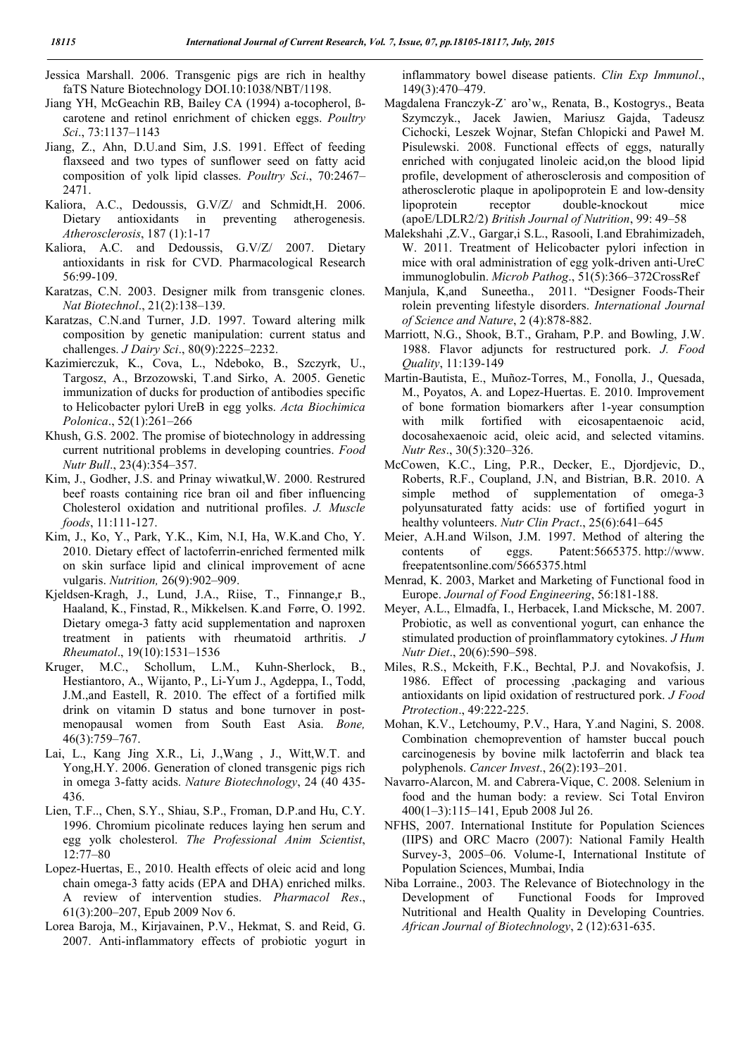Jessica Marshall. 2006. Transgenic pigs are rich in healthy faTS Nature Biotechnology DOI.10:1038/NBT/1198.

Jiang YH, McGeachin RB, Bailey CA (1994) a-tocopherol, ß-carotene and retinol enrichment of chicken eggs. *Poultry Sci*., 73:1137–1143

Jiang, Z., Ahn, D.U.and Sim, J.S. 1991. Effect of feeding flaxseed and two types of sunflower seed on fatty acid composition of yolk lipid classes. *Poultry Sci*., 70:2467–2471.

Kaliora, A.C., Dedoussis, G.V/Z/ and Schmidt,H. 2006. Dietary antioxidants in preventing atherogenesis. *Atherosclerosis*, 187 (1):1-17

Kaliora, A.C. and Dedoussis, G.V/Z/ 2007. Dietary antioxidants in risk for CVD. Pharmacological Research 56:99-109.

Karatzas, C.N. 2003. Designer milk from transgenic clones. *Nat Biotechnol*., 21(2):138–139.

Karatzas, C.N.and Turner, J.D. 1997. Toward altering milk composition by genetic manipulation: current status and challenges. *J Dairy Sci*., 80(9):2225–2232.

Kazimierczuk, K., Cova, L., Ndeboko, B., Szczyrk, U., Targosz, A., Brzozowski, T.and Sirko, A. 2005. Genetic immunization of ducks for production of antibodies specific to Helicobacter pylori UreB in egg yolks. *Acta Biochimica Polonica*., 52(1):261–266

Khush, G.S. 2002. The promise of biotechnology in addressing current nutritional problems in developing countries. *Food Nutr Bull*., 23(4):354–357.

Kim, J., Godher, J.S. and Prinay wiwatkul,W. 2000. Restrured beef roasts containing rice bran oil and fiber influencing Cholesterol oxidation and nutritional profiles. *J. Muscle foods*, 11:111-127.

Kim, J., Ko, Y., Park, Y.K., Kim, N.I, Ha, W.K.and Cho, Y. 2010. Dietary effect of lactoferrin-enriched fermented milk on skin surface lipid and clinical improvement of acne vulgaris. *Nutrition,* 26(9):902–909.

Kjeldsen-Kragh, J., Lund, J.A., Riise, T., Finnange,r B., Haaland, K., Finstad, R., Mikkelsen. K.and Førre, O. 1992. Dietary omega-3 fatty acid supplementation and naproxen treatment in patients with rheumatoid arthritis. *J Rheumatol*., 19(10):1531–1536

Kruger, M.C., Schollum, L.M., Kuhn-Sherlock, B., Hestiantoro, A., Wijanto, P., Li-Yum J., Agdeppa, I., Todd, J.M.,and Eastell, R. 2010. The effect of a fortified milk drink on vitamin D status and bone turnover in post-menopausal women from South East Asia. *Bone,* 46(3):759–767.

Lai, L., Kang Jing X.R., Li, J.,Wang , J., Witt,W.T. and Yong,H.Y. 2006. Generation of cloned transgenic pigs rich in omega 3-fatty acids. *Nature Biotechnology*, 24 (40 435-436.

Lien, T.F.., Chen, S.Y., Shiau, S.P., Froman, D.P.and Hu, C.Y. 1996. Chromium picolinate reduces laying hen serum and egg yolk cholesterol. *The Professional Anim Scientist*, 12:77–80

Lopez-Huertas, E., 2010. Health effects of oleic acid and long chain omega-3 fatty acids (EPA and DHA) enriched milks. A review of intervention studies. *Pharmacol Res*., 61(3):200–207, Epub 2009 Nov 6.

Lorea Baroja, M., Kirjavainen, P.V., Hekmat, S. and Reid, G. 2007. Anti-inflammatory effects of probiotic yogurt in inflammatory bowel disease patients. *Clin Exp Immunol*., 149(3):470–479.

Magdalena Franczyk-Z˙ aro'w,, Renata, B., Kostogrys., Beata Szymczyk., Jacek Jawien, Mariusz Gajda, Tadeusz Cichocki, Leszek Wojnar, Stefan Chlopicki and Paweł M. Pisulewski. 2008. Functional effects of eggs, naturally enriched with conjugated linoleic acid,on the blood lipid profile, development of atherosclerosis and composition of atherosclerotic plaque in apolipoprotein E and low-density lipoprotein receptor double-knockout mice (apoE/LDLR2/2) *British Journal of Nutrition*, 99: 49–58

Malekshahi ,Z.V., Gargar,i S.L., Rasooli, I.and Ebrahimizadeh, W. 2011. Treatment of Helicobacter pylori infection in mice with oral administration of egg yolk-driven anti-UreC immunoglobulin. *Microb Pathog*., 51(5):366–372CrossRef

Manjula, K,and Suneetha., 2011. "Designer Foods-Their rolein preventing lifestyle disorders. *International Journal of Science and Nature*, 2 (4):878-882.

Marriott, N.G., Shook, B.T., Graham, P.P. and Bowling, J.W. 1988. Flavor adjuncts for restructured pork. *J. Food Quality*, 11:139-149

Martin-Bautista, E., Muñoz-Torres, M., Fonolla, J., Quesada, M., Poyatos, A. and Lopez-Huertas. E. 2010. Improvement of bone formation biomarkers after 1-year consumption with milk fortified with eicosapentaenoic acid, docosahexaenoic acid, oleic acid, and selected vitamins. *Nutr Res*., 30(5):320–326.

McCowen, K.C., Ling, P.R., Decker, E., Djordjevic, D., Roberts, R.F., Coupland, J.N, and Bistrian, B.R. 2010. A simple method of supplementation of omega-3 polyunsaturated fatty acids: use of fortified yogurt in healthy volunteers. *Nutr Clin Pract*., 25(6):641–645

Meier, A.H.and Wilson, J.M. 1997. Method of altering the contents of eggs. Patent:5665375. http://www.freepatentsonline.com/5665375.html

Menrad, K. 2003, Market and Marketing of Functional food in Europe. *Journal of Food Engineering*, 56:181-188.

Meyer, A.L., Elmadfa, I., Herbacek, I.and Micksche, M. 2007. Probiotic, as well as conventional yogurt, can enhance the stimulated production of proinflammatory cytokines. *J Hum Nutr Diet*., 20(6):590–598.

Miles, R.S., Mckeith, F.K., Bechtal, P.J. and Novakofsis, J. 1986. Effect of processing ,packaging and various antioxidants on lipid oxidation of restructured pork. *J Food Ptrotection*., 49:222-225.

Mohan, K.V., Letchoumy, P.V., Hara, Y.and Nagini, S. 2008. Combination chemoprevention of hamster buccal pouch carcinogenesis by bovine milk lactoferrin and black tea polyphenols. *Cancer Invest*., 26(2):193–201.

Navarro-Alarcon, M. and Cabrera-Vique, C. 2008. Selenium in food and the human body: a review. Sci Total Environ 400(1–3):115–141, Epub 2008 Jul 26.

NFHS, 2007. International Institute for Population Sciences (IIPS) and ORC Macro (2007): National Family Health Survey-3, 2005–06. Volume-I, International Institute of Population Sciences, Mumbai, India

Niba Lorraine., 2003. The Relevance of Biotechnology in the Development of Functional Foods for Improved Nutritional and Health Quality in Developing Countries. *African Journal of Biotechnology*, 2 (12):631-635.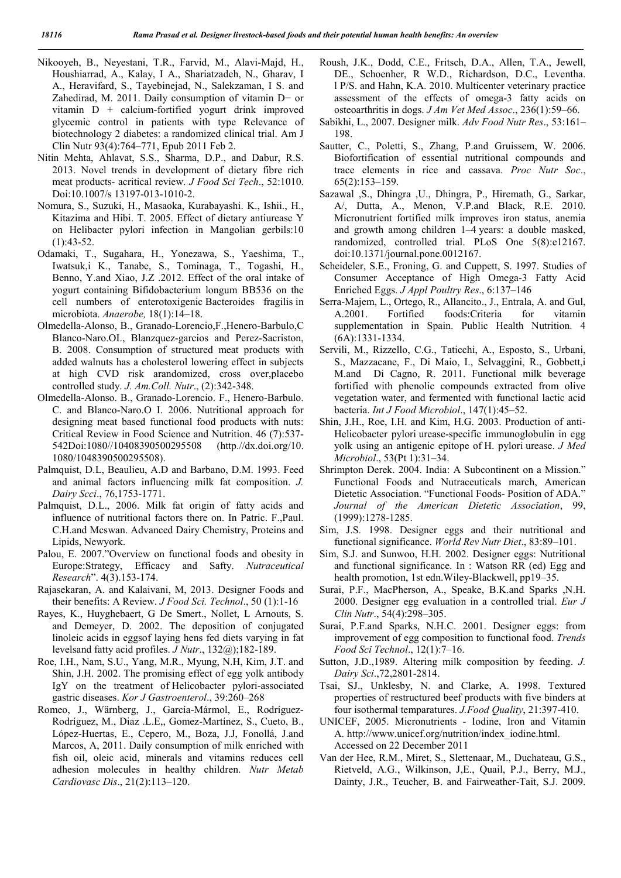Nikooyeh, B., Neyestani, T.R., Farvid, M., Alavi-Majd, H., Houshiarrad, A., Kalay, I A., Shariatzadeh, N., Gharav, I A., Heravifard, S., Tayebinejad, N., Salekzaman, I S. and Zahedirad, M. 2011. Daily consumption of vitamin D− or vitamin D + calcium-fortified yogurt drink improved glycemic control in patients with type Relevance of biotechnology 2 diabetes: a randomized clinical trial. Am J Clin Nutr 93(4):764–771, Epub 2011 Feb 2.

Nitin Mehta, Ahlavat, S.S., Sharma, D.P., and Dabur, R.S. 2013. Novel trends in development of dietary fibre rich meat products- acritical review. *J Food Sci Tech*., 52:1010. Doi:10.1007/s 13197-013-1010-2.

Nomura, S., Suzuki, H., Masaoka, Kurabayashi. K., Ishii., H., Kitazima and Hibi. T. 2005. Effect of dietary antiurease Y on Helibacter pylori infection in Mangolian gerbils:10 (1):43-52.

Odamaki, T., Sugahara, H., Yonezawa, S., Yaeshima, T., Iwatsuk,i K., Tanabe, S., Tominaga, T., Togashi, H., Benno, Y.and Xiao, J.Z .2012. Effect of the oral intake of yogurt containing Bifidobacterium longum BB536 on the cell numbers of enterotoxigenic Bacteroides fragilis in microbiota. *Anaerobe,* 18(1):14–18.

Olmedella-Alonso, B., Granado-Lorencio,F.,Henero-Barbulo,C Blanco-Naro.OI., Blanzquez-garcios and Perez-Sacriston, B. 2008. Consumption of structured meat products with added walnuts has a cholesterol lowering effect in subjects at high CVD risk arandomized, cross over,placebo controlled study. *J. Am.Coll. Nutr*., 27(2):342-348.

Olmedella-Alonso. B., Granado-Lorencio. F., Henero-Barbulo. C. and Blanco-Naro.O I. 2006. Nutritional approach for designing meat based functional food products with nuts: Critical Review in Food Science and Nutrition. 46 (7):537-542Doi:1080//10408390500295508 (http.//dx.doi.org/10. 1080/1048390500295508).

Palmquist, D.L, Beaulieu, A.D and Barbano, D.M. 1993. Feed and animal factors influencing milk fat composition. *J. Dairy Scci*., 76,1753-1771.

Palmquist, D.L., 2006. Milk fat origin of fatty acids and influence of nutritional factors there on. In Patric. F.,Paul. C.H.and Mcswan. Advanced Dairy Chemistry, Proteins and Lipids, Newyork.

Palou, E. 2007."Overview on functional foods and obesity in Europe:Strategy, Efficacy and Safty. *Nutraceutical Research*". 4(3).153-174.

Rajasekaran, A. and Kalaivani, M, 2013. Designer Foods and their benefits: A Review. *J Food Sci. Technol*., 50 (1):1-16

Rayes, K., Huyghebaert, G De Smert., Nollet, L Arnouts, S. and Demeyer, D. 2002. The deposition of conjugated linoleic acids in eggsof laying hens fed diets varying in fat levelsand fatty acid profiles. *J Nutr*., 132(@);182-189.

Roe, I.H., Nam, S.U., Yang, M.R., Myung, N.H, Kim, J.T. and Shin, J.H. 2002. The promising effect of egg yolk antibody IgY on the treatment of Helicobacter pylori-associated gastric diseases. *Kor J Gastroenterol*., 39:260–268

Romeo, J., Wärnberg, J., García-Mármol, E., Rodríguez-Rodríguez, M., Diaz .L.E,, Gomez-Martínez, S., Cueto, B., López-Huertas, E., Cepero, M., Boza, J.J, Fonollá, J.and Marcos, A, 2011. Daily consumption of milk enriched with fish oil, oleic acid, minerals and vitamins reduces cell adhesion molecules in healthy children. *Nutr Metab Cardiovasc Dis*., 21(2):113–120.

Roush, J.K., Dodd, C.E., Fritsch, D.A., Allen, T.A., Jewell, DE., Schoenher, R W.D., Richardson, D.C., Leventha. l P/S. and Hahn, K.A. 2010. Multicenter veterinary practice assessment of the effects of omega-3 fatty acids on osteoarthritis in dogs. *J Am Vet Med Assoc*., 236(1):59–66.

Sabikhi, L., 2007. Designer milk. *Adv Food Nutr Res*., 53:161–198.

Sautter, C., Poletti, S., Zhang, P.and Gruissem, W. 2006. Biofortification of essential nutritional compounds and trace elements in rice and cassava. *Proc Nutr Soc*., 65(2):153–159.

Sazawal ,S., Dhingra ,U., Dhingra, P., Hiremath, G., Sarkar, A/, Dutta, A., Menon, V.P.and Black, R.E. 2010. Micronutrient fortified milk improves iron status, anemia and growth among children 1–4 years: a double masked, randomized, controlled trial. PLoS One 5(8):e12167. doi:10.1371/journal.pone.0012167.

Scheideler, S.E., Froning, G. and Cuppett, S. 1997. Studies of Consumer Acceptance of High Omega-3 Fatty Acid Enriched Eggs. *J Appl Poultry Res*., 6:137–146

Serra-Majem, L., Ortego, R., Allancito., J., Entrala, A. and Gul, A.2001. Fortified foods:Criteria for vitamin supplementation in Spain. Public Health Nutrition. 4 (6A):1331-1334.

Servili, M., Rizzello, C.G., Taticchi, A., Esposto, S., Urbani, S., Mazzacane, F., Di Maio, I., Selvaggini, R., Gobbett,i M.and Di Cagno, R. 2011. Functional milk beverage fortified with phenolic compounds extracted from olive vegetation water, and fermented with functional lactic acid bacteria. *Int J Food Microbiol*., 147(1):45–52.

Shin, J.H., Roe, I.H. and Kim, H.G. 2003. Production of anti-Helicobacter pylori urease-specific immunoglobulin in egg yolk using an antigenic epitope of H. pylori urease. *J Med Microbiol*., 53(Pt 1):31–34.

Shrimpton Derek. 2004. India: A Subcontinent on a Mission." Functional Foods and Nutraceuticals march, American Dietetic Association. "Functional Foods- Position of ADA." *Journal of the American Dietetic Association*, 99, (1999):1278-1285.

Sim, J.S. 1998. Designer eggs and their nutritional and functional significance. *World Rev Nutr Diet*., 83:89–101.

Sim, S.J. and Sunwoo, H.H. 2002. Designer eggs: Nutritional and functional significance. In : Watson RR (ed) Egg and health promotion, 1st edn.Wiley-Blackwell, pp19–35.

Surai, P.F., MacPherson, A., Speake, B.K.and Sparks ,N.H. 2000. Designer egg evaluation in a controlled trial. *Eur J Clin Nutr*., 54(4):298–305.

Surai, P.F.and Sparks, N.H.C. 2001. Designer eggs: from improvement of egg composition to functional food. *Trends Food Sci Technol*., 12(1):7–16.

Sutton, J.D.,1989. Altering milk composition by feeding. *J. Dairy Sci*.,72,2801-2814.

Tsai, SJ., Unklesby, N. and Clarke, A. 1998. Textured properties of restructured beef products with five binders at four isothermal temparatures. *J.Food Quality*, 21:397-410.

UNICEF, 2005. Micronutrients - Iodine, Iron and Vitamin A. http://www.unicef.org/nutrition/index_iodine.html. Accessed on 22 December 2011

Van der Hee, R.M., Miret, S., Slettenaar, M., Duchateau, G.S., Rietveld, A.G., Wilkinson, J,E., Quail, P.J., Berry, M.J., Dainty, J.R., Teucher, B. and Fairweather-Tait, S.J. 2009.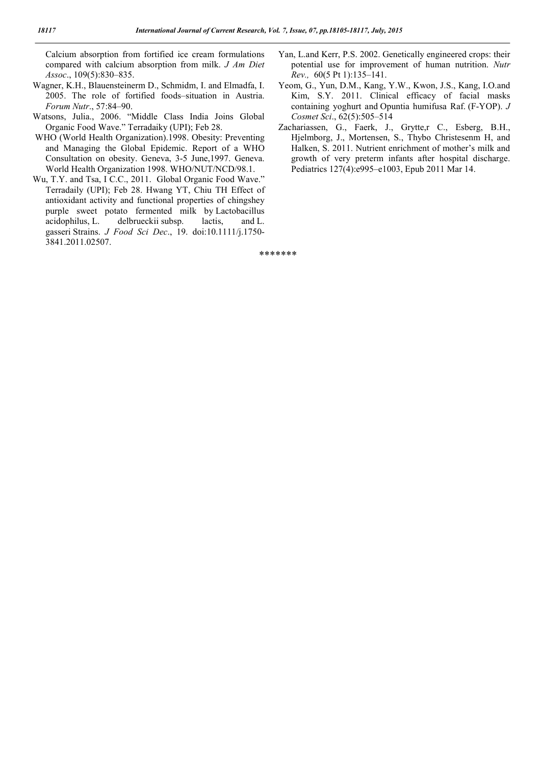Calcium absorption from fortified ice cream formulations compared with calcium absorption from milk. *J Am Diet Assoc*., 109(5):830–835.

Wagner, K.H., Blauensteinerm D., Schmidm, I. and Elmadfa, I. 2005. The role of fortified foods–situation in Austria. *Forum Nutr*., 57:84–90.

Watsons, Julia., 2006. "Middle Class India Joins Global Organic Food Wave." Terradaiky (UPI); Feb 28.

WHO (World Health Organization).1998. Obesity: Preventing and Managing the Global Epidemic. Report of a WHO Consultation on obesity. Geneva, 3-5 June,1997. Geneva. World Health Organization 1998. WHO/NUT/NCD/98.1.

Wu, T.Y. and Tsa, I C.C., 2011. Global Organic Food Wave." Terradaily (UPI); Feb 28. Hwang YT, Chiu TH Effect of antioxidant activity and functional properties of chingshey purple sweet potato fermented milk by Lactobacillus acidophilus, L. delbrueckii subsp. lactis, and L. gasseri Strains. *J Food Sci Dec*., 19. doi:10.1111/j.1750-3841.2011.02507.

Yan, L.and Kerr, P.S. 2002. Genetically engineered crops: their potential use for improvement of human nutrition. *Nutr Rev.,* 60(5 Pt 1):135–141.

Yeom, G., Yun, D.M., Kang, Y.W., Kwon, J.S., Kang, I.O.and Kim, S.Y. 2011. Clinical efficacy of facial masks containing yoghurt and Opuntia humifusa Raf. (F-YOP). *J Cosmet Sci*., 62(5):505–514

Zachariassen, G., Faerk, J., Grytte,r C., Esberg, B.H., Hjelmborg, J., Mortensen, S., Thybo Christesenm H, and Halken, S. 2011. Nutrient enrichment of mother's milk and growth of very preterm infants after hospital discharge. Pediatrics 127(4):e995–e1003, Epub 2011 Mar 14.

\*\*\*\*\*\*\*